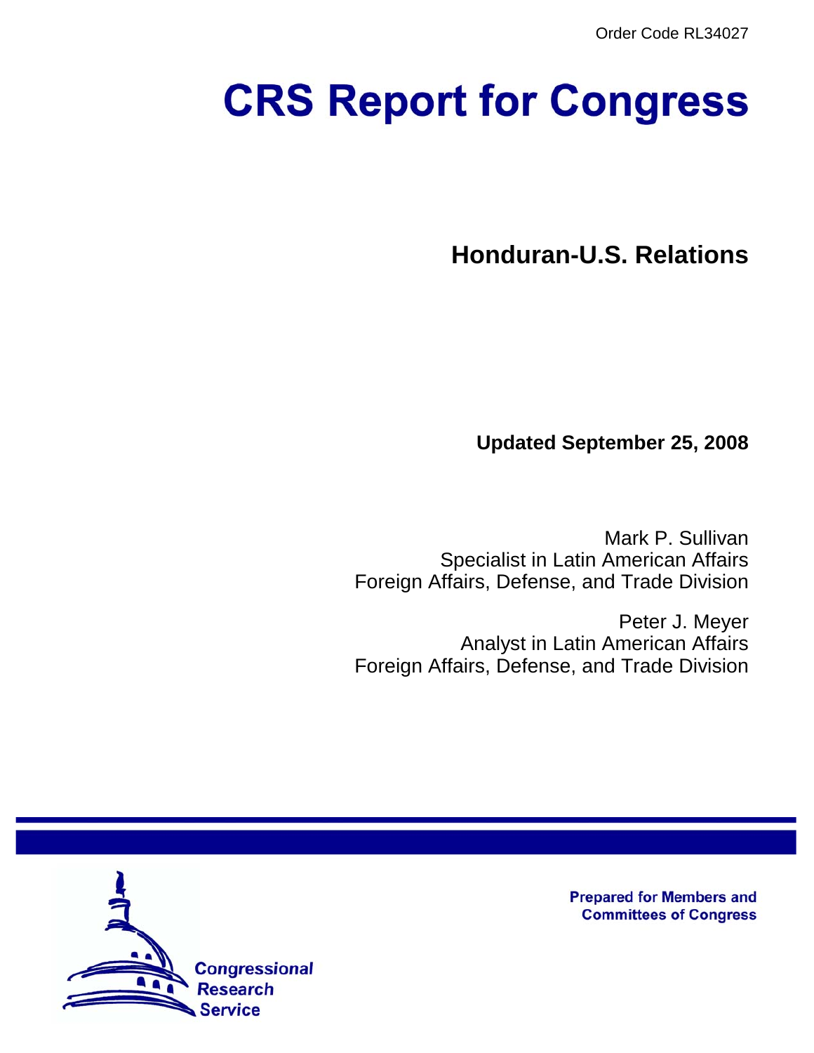Order Code RL34027

# CRS Report for Congress

## Honduran-U.S. Relations

**Updated September 25, 2008**

Mark P. Sullivan
Specialist in Latin American Affairs
Foreign Affairs, Defense, and Trade Division

Peter J. Meyer
Analyst in Latin American Affairs
Foreign Affairs, Defense, and Trade Division

Prepared for Members and Committees of Congress

Congressional Research Service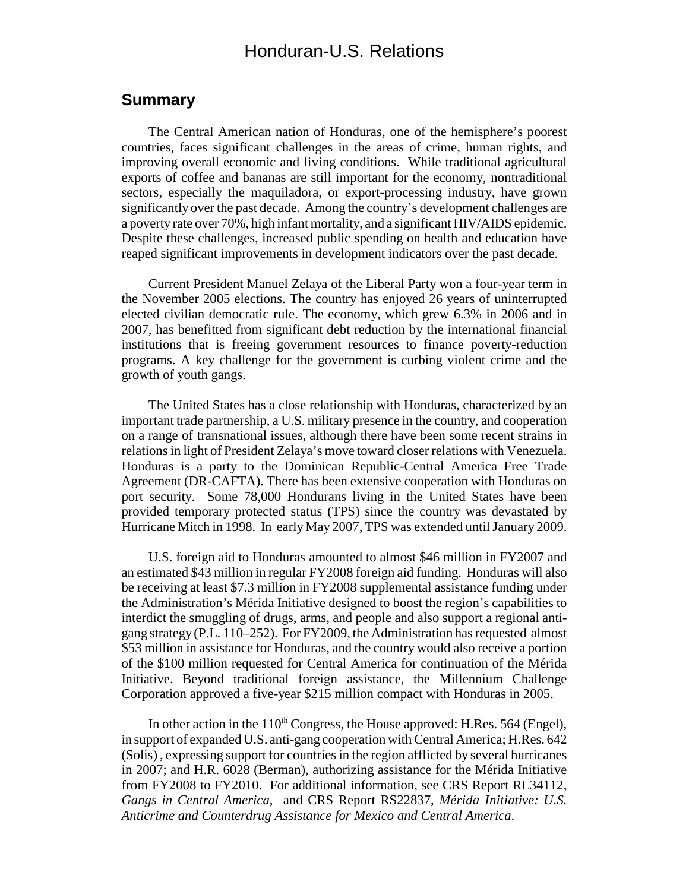# Honduran-U.S. Relations

## Summary

The Central American nation of Honduras, one of the hemisphere's poorest countries, faces significant challenges in the areas of crime, human rights, and improving overall economic and living conditions. While traditional agricultural exports of coffee and bananas are still important for the economy, nontraditional sectors, especially the maquiladora, or export-processing industry, have grown significantly over the past decade. Among the country's development challenges are a poverty rate over 70%, high infant mortality, and a significant HIV/AIDS epidemic. Despite these challenges, increased public spending on health and education have reaped significant improvements in development indicators over the past decade.

Current President Manuel Zelaya of the Liberal Party won a four-year term in the November 2005 elections. The country has enjoyed 26 years of uninterrupted elected civilian democratic rule. The economy, which grew 6.3% in 2006 and in 2007, has benefitted from significant debt reduction by the international financial institutions that is freeing government resources to finance poverty-reduction programs. A key challenge for the government is curbing violent crime and the growth of youth gangs.

The United States has a close relationship with Honduras, characterized by an important trade partnership, a U.S. military presence in the country, and cooperation on a range of transnational issues, although there have been some recent strains in relations in light of President Zelaya's move toward closer relations with Venezuela. Honduras is a party to the Dominican Republic-Central America Free Trade Agreement (DR-CAFTA). There has been extensive cooperation with Honduras on port security. Some 78,000 Hondurans living in the United States have been provided temporary protected status (TPS) since the country was devastated by Hurricane Mitch in 1998. In early May 2007, TPS was extended until January 2009.

U.S. foreign aid to Honduras amounted to almost \$46 million in FY2007 and an estimated \$43 million in regular FY2008 foreign aid funding. Honduras will also be receiving at least \$7.3 million in FY2008 supplemental assistance funding under the Administration's Mérida Initiative designed to boost the region's capabilities to interdict the smuggling of drugs, arms, and people and also support a regional anti-gang strategy (P.L. 110–252). For FY2009, the Administration has requested almost \$53 million in assistance for Honduras, and the country would also receive a portion of the \$100 million requested for Central America for continuation of the Mérida Initiative. Beyond traditional foreign assistance, the Millennium Challenge Corporation approved a five-year \$215 million compact with Honduras in 2005.

In other action in the 110th Congress, the House approved: H.Res. 564 (Engel), in support of expanded U.S. anti-gang cooperation with Central America; H.Res. 642 (Solis) , expressing support for countries in the region afflicted by several hurricanes in 2007; and H.R. 6028 (Berman), authorizing assistance for the Mérida Initiative from FY2008 to FY2010. For additional information, see CRS Report RL34112, *Gangs in Central America*, and CRS Report RS22837, *Mérida Initiative: U.S. Anticrime and Counterdrug Assistance for Mexico and Central America*.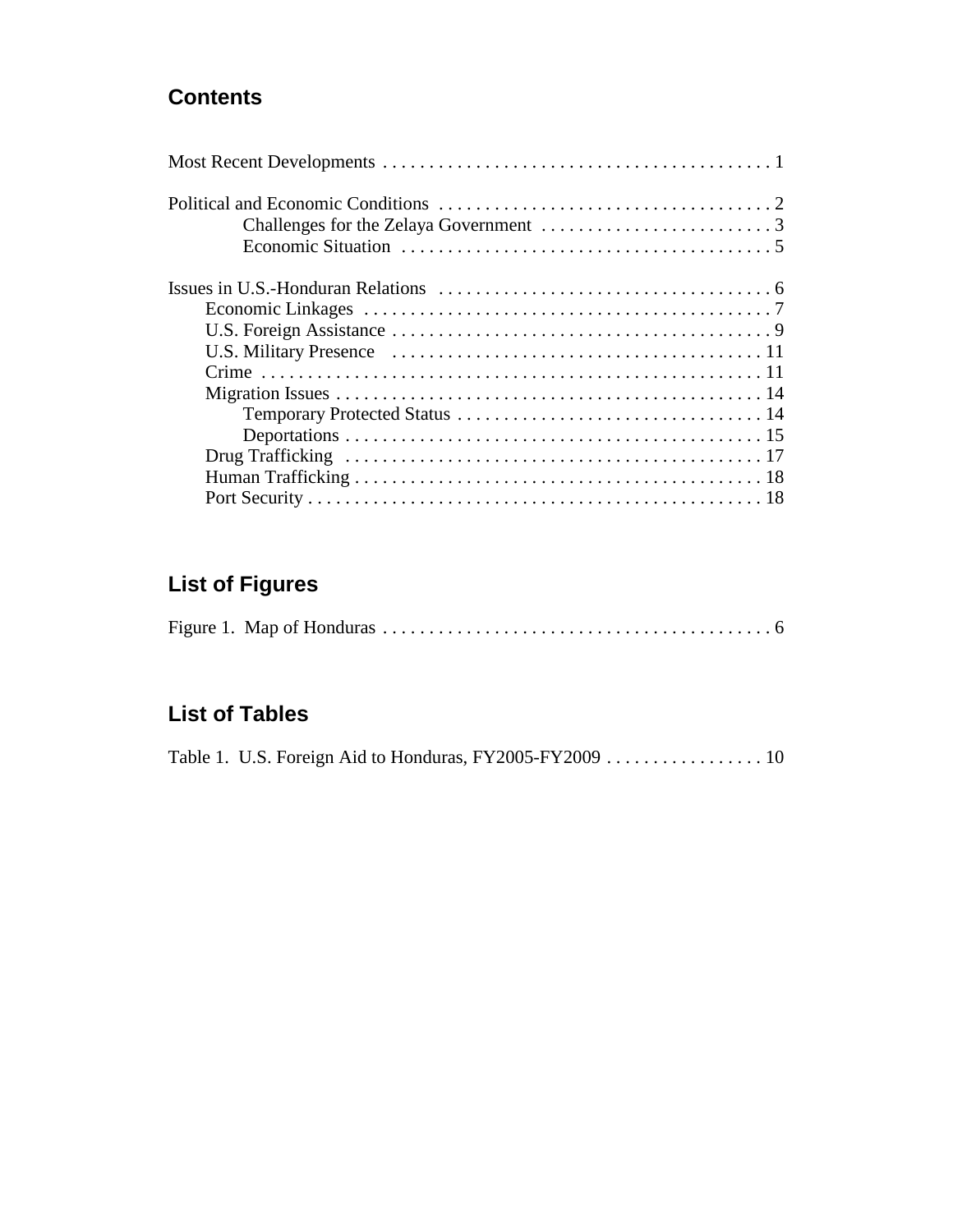## Contents

Most Recent Developments . . . . . . . . . . . . . . . . . . . . . . . . . . . . . . . . . . . . . . . . . . 1

Political and Economic Conditions . . . . . . . . . . . . . . . . . . . . . . . . . . . . . . . . . . . . 2
- Challenges for the Zelaya Government . . . . . . . . . . . . . . . . . . . . . . . . . 3
- Economic Situation . . . . . . . . . . . . . . . . . . . . . . . . . . . . . . . . . . . . . . . 5

Issues in U.S.-Honduran Relations . . . . . . . . . . . . . . . . . . . . . . . . . . . . . . . . . . . . 6
- Economic Linkages . . . . . . . . . . . . . . . . . . . . . . . . . . . . . . . . . . . . . . . . . . . . 7
- U.S. Foreign Assistance . . . . . . . . . . . . . . . . . . . . . . . . . . . . . . . . . . . . . . . . . 9
- U.S. Military Presence . . . . . . . . . . . . . . . . . . . . . . . . . . . . . . . . . . . . . . . . 11
- Crime . . . . . . . . . . . . . . . . . . . . . . . . . . . . . . . . . . . . . . . . . . . . . . . . . . . . . 11
- Migration Issues . . . . . . . . . . . . . . . . . . . . . . . . . . . . . . . . . . . . . . . . . . . . . 14
  - Temporary Protected Status . . . . . . . . . . . . . . . . . . . . . . . . . . . . . . . . . 14
  - Deportations . . . . . . . . . . . . . . . . . . . . . . . . . . . . . . . . . . . . . . . . . . . . 15
- Drug Trafficking . . . . . . . . . . . . . . . . . . . . . . . . . . . . . . . . . . . . . . . . . . . . . 17
- Human Trafficking . . . . . . . . . . . . . . . . . . . . . . . . . . . . . . . . . . . . . . . . . . . . 18
- Port Security . . . . . . . . . . . . . . . . . . . . . . . . . . . . . . . . . . . . . . . . . . . . . . . . . 18

## List of Figures

Figure 1. Map of Honduras . . . . . . . . . . . . . . . . . . . . . . . . . . . . . . . . . . . . . . . . . . 6

## List of Tables

Table 1. U.S. Foreign Aid to Honduras, FY2005-FY2009 . . . . . . . . . . . . . . . . . 10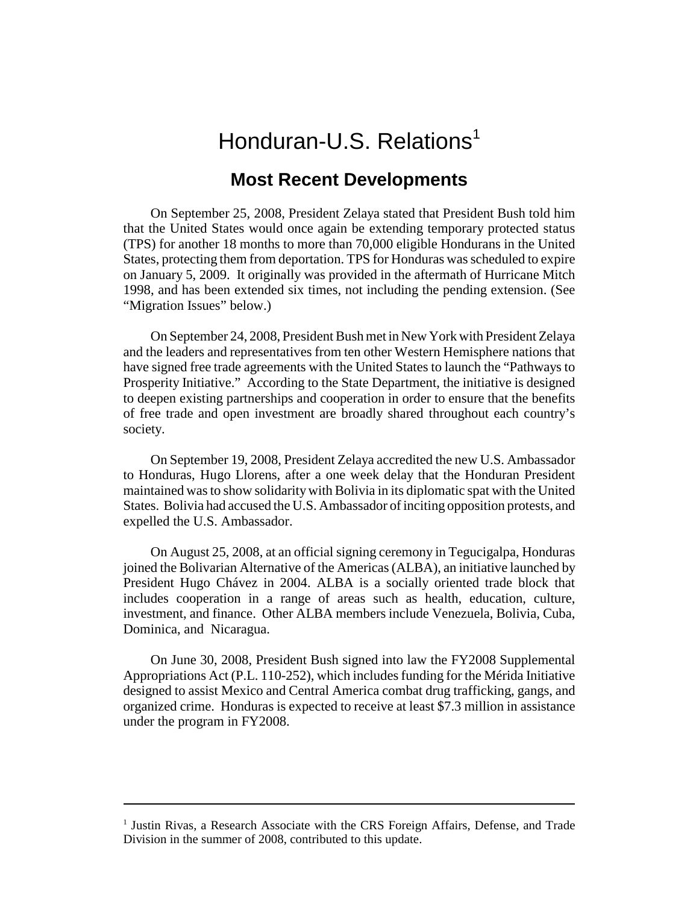# Honduran-U.S. Relations[1]

## Most Recent Developments

On September 25, 2008, President Zelaya stated that President Bush told him that the United States would once again be extending temporary protected status (TPS) for another 18 months to more than 70,000 eligible Hondurans in the United States, protecting them from deportation. TPS for Honduras was scheduled to expire on January 5, 2009. It originally was provided in the aftermath of Hurricane Mitch 1998, and has been extended six times, not including the pending extension. (See "Migration Issues" below.)

On September 24, 2008, President Bush met in New York with President Zelaya and the leaders and representatives from ten other Western Hemisphere nations that have signed free trade agreements with the United States to launch the "Pathways to Prosperity Initiative." According to the State Department, the initiative is designed to deepen existing partnerships and cooperation in order to ensure that the benefits of free trade and open investment are broadly shared throughout each country's society.

On September 19, 2008, President Zelaya accredited the new U.S. Ambassador to Honduras, Hugo Llorens, after a one week delay that the Honduran President maintained was to show solidarity with Bolivia in its diplomatic spat with the United States. Bolivia had accused the U.S. Ambassador of inciting opposition protests, and expelled the U.S. Ambassador.

On August 25, 2008, at an official signing ceremony in Tegucigalpa, Honduras joined the Bolivarian Alternative of the Americas (ALBA), an initiative launched by President Hugo Chávez in 2004. ALBA is a socially oriented trade block that includes cooperation in a range of areas such as health, education, culture, investment, and finance. Other ALBA members include Venezuela, Bolivia, Cuba, Dominica, and Nicaragua.

On June 30, 2008, President Bush signed into law the FY2008 Supplemental Appropriations Act (P.L. 110-252), which includes funding for the Mérida Initiative designed to assist Mexico and Central America combat drug trafficking, gangs, and organized crime. Honduras is expected to receive at least $7.3 million in assistance under the program in FY2008.

---

[1] Justin Rivas, a Research Associate with the CRS Foreign Affairs, Defense, and Trade Division in the summer of 2008, contributed to this update.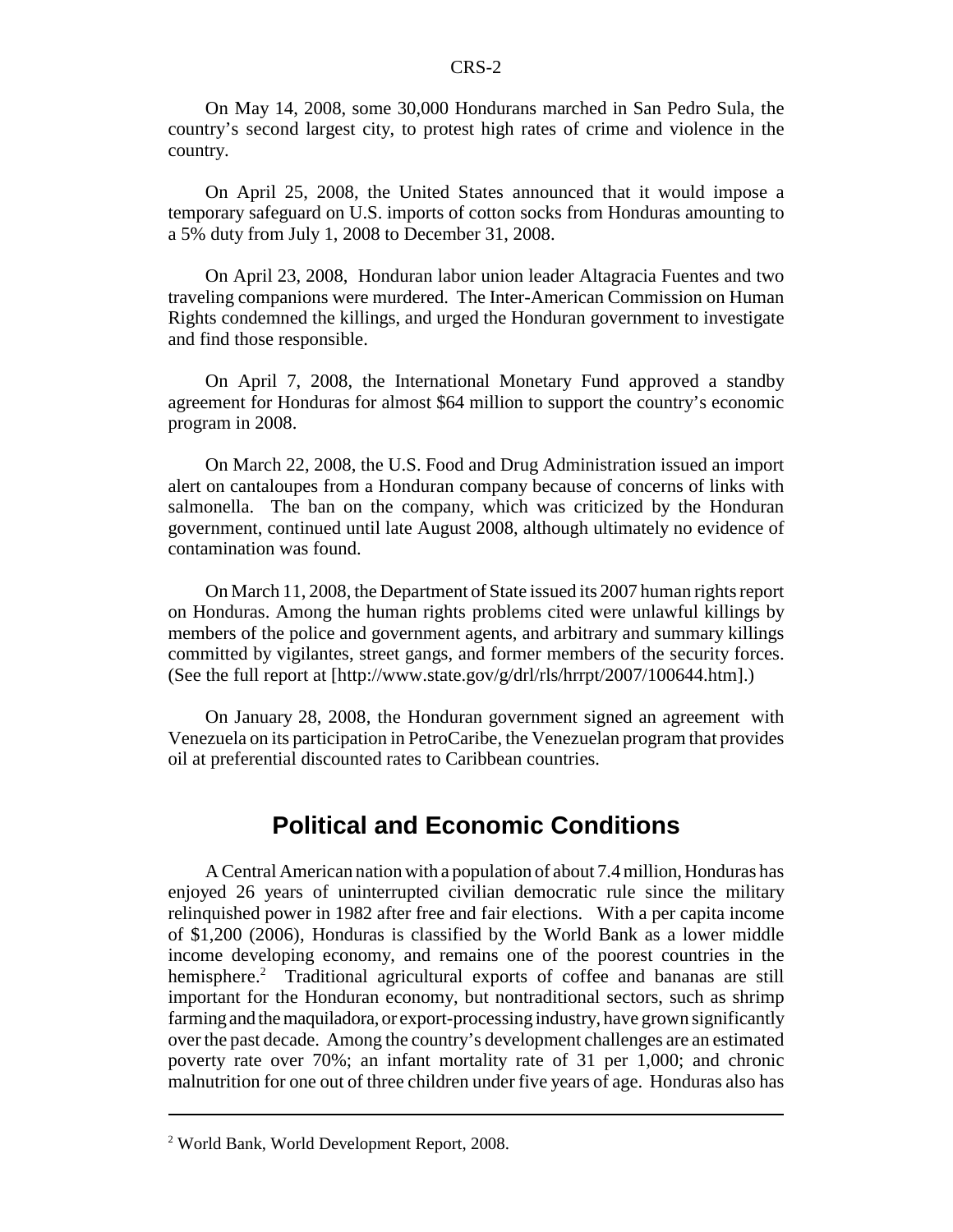On May 14, 2008, some 30,000 Hondurans marched in San Pedro Sula, the country's second largest city, to protest high rates of crime and violence in the country.

On April 25, 2008, the United States announced that it would impose a temporary safeguard on U.S. imports of cotton socks from Honduras amounting to a 5% duty from July 1, 2008 to December 31, 2008.

On April 23, 2008, Honduran labor union leader Altagracia Fuentes and two traveling companions were murdered. The Inter-American Commission on Human Rights condemned the killings, and urged the Honduran government to investigate and find those responsible.

On April 7, 2008, the International Monetary Fund approved a standby agreement for Honduras for almost $64 million to support the country's economic program in 2008.

On March 22, 2008, the U.S. Food and Drug Administration issued an import alert on cantaloupes from a Honduran company because of concerns of links with salmonella. The ban on the company, which was criticized by the Honduran government, continued until late August 2008, although ultimately no evidence of contamination was found.

On March 11, 2008, the Department of State issued its 2007 human rights report on Honduras. Among the human rights problems cited were unlawful killings by members of the police and government agents, and arbitrary and summary killings committed by vigilantes, street gangs, and former members of the security forces. (See the full report at [http://www.state.gov/g/drl/rls/hrrpt/2007/100644.htm].)

On January 28, 2008, the Honduran government signed an agreement with Venezuela on its participation in PetroCaribe, the Venezuelan program that provides oil at preferential discounted rates to Caribbean countries.

## Political and Economic Conditions

A Central American nation with a population of about 7.4 million, Honduras has enjoyed 26 years of uninterrupted civilian democratic rule since the military relinquished power in 1982 after free and fair elections. With a per capita income of $1,200 (2006), Honduras is classified by the World Bank as a lower middle income developing economy, and remains one of the poorest countries in the hemisphere.[2] Traditional agricultural exports of coffee and bananas are still important for the Honduran economy, but nontraditional sectors, such as shrimp farming and the maquiladora, or export-processing industry, have grown significantly over the past decade. Among the country's development challenges are an estimated poverty rate over 70%; an infant mortality rate of 31 per 1,000; and chronic malnutrition for one out of three children under five years of age. Honduras also has

---

[2] World Bank, World Development Report, 2008.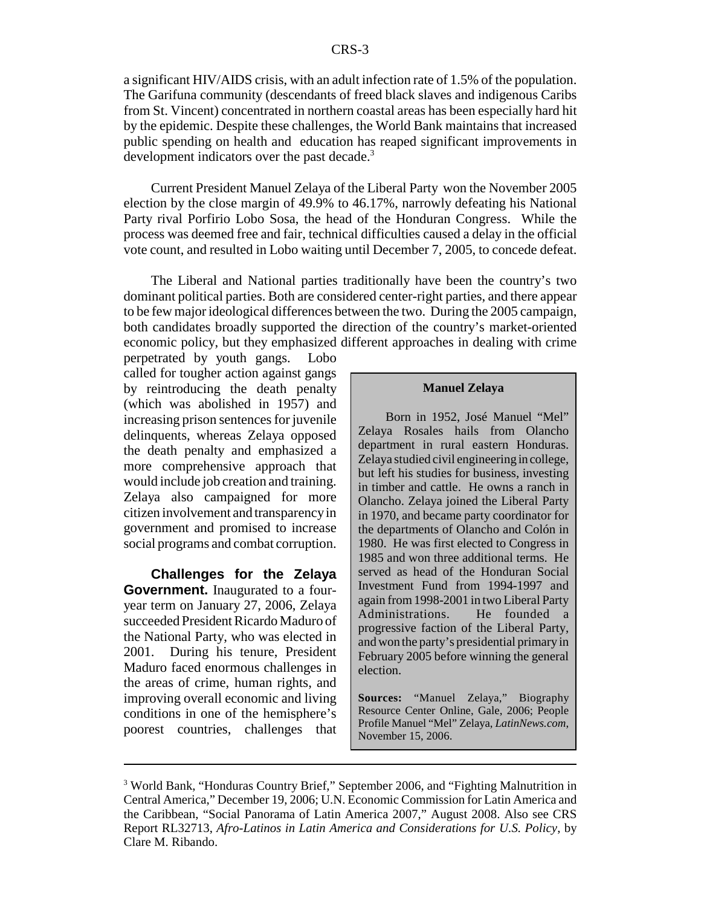a significant HIV/AIDS crisis, with an adult infection rate of 1.5% of the population. The Garifuna community (descendants of freed black slaves and indigenous Caribs from St. Vincent) concentrated in northern coastal areas has been especially hard hit by the epidemic. Despite these challenges, the World Bank maintains that increased public spending on health and education has reaped significant improvements in development indicators over the past decade.[3]

Current President Manuel Zelaya of the Liberal Party won the November 2005 election by the close margin of 49.9% to 46.17%, narrowly defeating his National Party rival Porfirio Lobo Sosa, the head of the Honduran Congress. While the process was deemed free and fair, technical difficulties caused a delay in the official vote count, and resulted in Lobo waiting until December 7, 2005, to concede defeat.

The Liberal and National parties traditionally have been the country's two dominant political parties. Both are considered center-right parties, and there appear to be few major ideological differences between the two. During the 2005 campaign, both candidates broadly supported the direction of the country's market-oriented economic policy, but they emphasized different approaches in dealing with crime perpetrated by youth gangs. Lobo called for tougher action against gangs by reintroducing the death penalty (which was abolished in 1957) and increasing prison sentences for juvenile delinquents, whereas Zelaya opposed the death penalty and emphasized a more comprehensive approach that would include job creation and training. Zelaya also campaigned for more citizen involvement and transparency in government and promised to increase social programs and combat corruption.

> **Manuel Zelaya**
>
> Born in 1952, José Manuel "Mel" Zelaya Rosales hails from Olancho department in rural eastern Honduras. Zelaya studied civil engineering in college, but left his studies for business, investing in timber and cattle. He owns a ranch in Olancho. Zelaya joined the Liberal Party in 1970, and became party coordinator for the departments of Olancho and Colón in 1980. He was first elected to Congress in 1985 and won three additional terms. He served as head of the Honduran Social Investment Fund from 1994-1997 and again from 1998-2001 in two Liberal Party Administrations. He founded a progressive faction of the Liberal Party, and won the party's presidential primary in February 2005 before winning the general election.
>
> **Sources:** "Manuel Zelaya," Biography Resource Center Online, Gale, 2006; People Profile Manuel "Mel" Zelaya, *LatinNews.com*, November 15, 2006.

**Challenges for the Zelaya Government.** Inaugurated to a four-year term on January 27, 2006, Zelaya succeeded President Ricardo Maduro of the National Party, who was elected in 2001. During his tenure, President Maduro faced enormous challenges in the areas of crime, human rights, and improving overall economic and living conditions in one of the hemisphere's poorest countries, challenges that

---

[3] World Bank, "Honduras Country Brief," September 2006, and "Fighting Malnutrition in Central America," December 19, 2006; U.N. Economic Commission for Latin America and the Caribbean, "Social Panorama of Latin America 2007," August 2008. Also see CRS Report RL32713, *Afro-Latinos in Latin America and Considerations for U.S. Policy*, by Clare M. Ribando.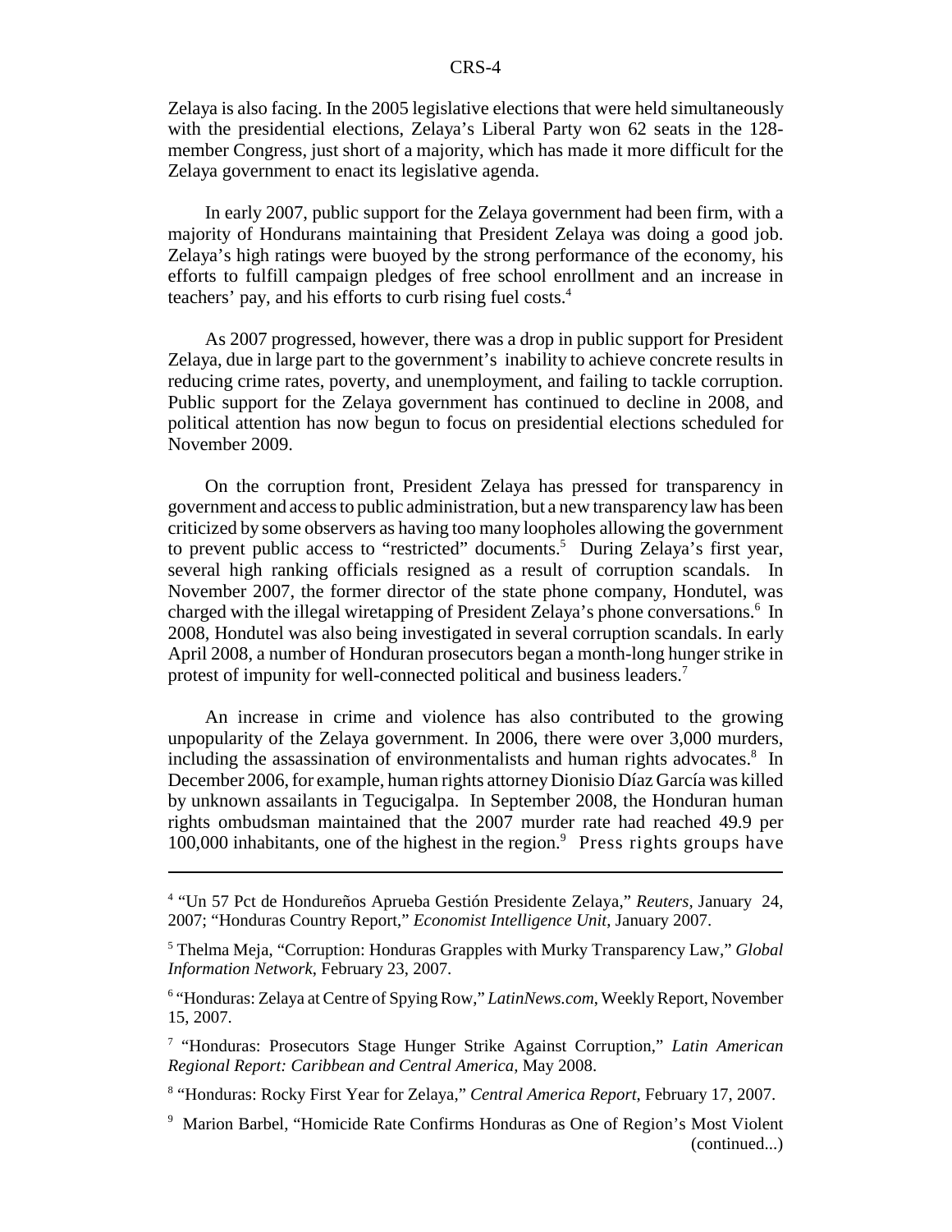Zelaya is also facing. In the 2005 legislative elections that were held simultaneously with the presidential elections, Zelaya's Liberal Party won 62 seats in the 128-member Congress, just short of a majority, which has made it more difficult for the Zelaya government to enact its legislative agenda.

In early 2007, public support for the Zelaya government had been firm, with a majority of Hondurans maintaining that President Zelaya was doing a good job. Zelaya's high ratings were buoyed by the strong performance of the economy, his efforts to fulfill campaign pledges of free school enrollment and an increase in teachers' pay, and his efforts to curb rising fuel costs.[4]

As 2007 progressed, however, there was a drop in public support for President Zelaya, due in large part to the government's inability to achieve concrete results in reducing crime rates, poverty, and unemployment, and failing to tackle corruption. Public support for the Zelaya government has continued to decline in 2008, and political attention has now begun to focus on presidential elections scheduled for November 2009.

On the corruption front, President Zelaya has pressed for transparency in government and access to public administration, but a new transparency law has been criticized by some observers as having too many loopholes allowing the government to prevent public access to "restricted" documents.[5] During Zelaya's first year, several high ranking officials resigned as a result of corruption scandals. In November 2007, the former director of the state phone company, Hondutel, was charged with the illegal wiretapping of President Zelaya's phone conversations.[6] In 2008, Hondutel was also being investigated in several corruption scandals. In early April 2008, a number of Honduran prosecutors began a month-long hunger strike in protest of impunity for well-connected political and business leaders.[7]

An increase in crime and violence has also contributed to the growing unpopularity of the Zelaya government. In 2006, there were over 3,000 murders, including the assassination of environmentalists and human rights advocates.[8] In December 2006, for example, human rights attorney Dionisio Díaz García was killed by unknown assailants in Tegucigalpa. In September 2008, the Honduran human rights ombudsman maintained that the 2007 murder rate had reached 49.9 per 100,000 inhabitants, one of the highest in the region.[9] Press rights groups have

---

[4] "Un 57 Pct de Hondureños Aprueba Gestión Presidente Zelaya," *Reuters*, January 24, 2007; "Honduras Country Report," *Economist Intelligence Unit*, January 2007.

[5] Thelma Meja, "Corruption: Honduras Grapples with Murky Transparency Law," *Global Information Network*, February 23, 2007.

[6] "Honduras: Zelaya at Centre of Spying Row," *LatinNews.com*, Weekly Report, November 15, 2007.

[7] "Honduras: Prosecutors Stage Hunger Strike Against Corruption," *Latin American Regional Report: Caribbean and Central America*, May 2008.

[8] "Honduras: Rocky First Year for Zelaya," *Central America Report*, February 17, 2007.

[9] Marion Barbel, "Homicide Rate Confirms Honduras as One of Region's Most Violent (continued...)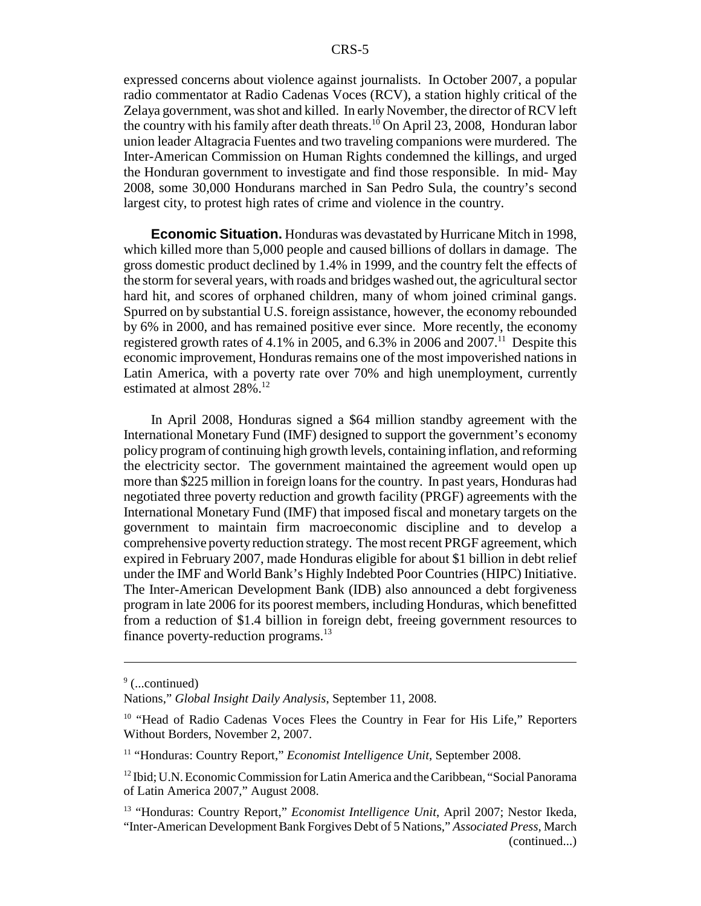expressed concerns about violence against journalists. In October 2007, a popular radio commentator at Radio Cadenas Voces (RCV), a station highly critical of the Zelaya government, was shot and killed. In early November, the director of RCV left the country with his family after death threats.[10] On April 23, 2008, Honduran labor union leader Altagracia Fuentes and two traveling companions were murdered. The Inter-American Commission on Human Rights condemned the killings, and urged the Honduran government to investigate and find those responsible. In mid- May 2008, some 30,000 Hondurans marched in San Pedro Sula, the country's second largest city, to protest high rates of crime and violence in the country.

**Economic Situation.** Honduras was devastated by Hurricane Mitch in 1998, which killed more than 5,000 people and caused billions of dollars in damage. The gross domestic product declined by 1.4% in 1999, and the country felt the effects of the storm for several years, with roads and bridges washed out, the agricultural sector hard hit, and scores of orphaned children, many of whom joined criminal gangs. Spurred on by substantial U.S. foreign assistance, however, the economy rebounded by 6% in 2000, and has remained positive ever since. More recently, the economy registered growth rates of 4.1% in 2005, and 6.3% in 2006 and 2007.[11] Despite this economic improvement, Honduras remains one of the most impoverished nations in Latin America, with a poverty rate over 70% and high unemployment, currently estimated at almost 28%.[12]

In April 2008, Honduras signed a $64 million standby agreement with the International Monetary Fund (IMF) designed to support the government's economy policy program of continuing high growth levels, containing inflation, and reforming the electricity sector. The government maintained the agreement would open up more than $225 million in foreign loans for the country. In past years, Honduras had negotiated three poverty reduction and growth facility (PRGF) agreements with the International Monetary Fund (IMF) that imposed fiscal and monetary targets on the government to maintain firm macroeconomic discipline and to develop a comprehensive poverty reduction strategy. The most recent PRGF agreement, which expired in February 2007, made Honduras eligible for about $1 billion in debt relief under the IMF and World Bank's Highly Indebted Poor Countries (HIPC) Initiative. The Inter-American Development Bank (IDB) also announced a debt forgiveness program in late 2006 for its poorest members, including Honduras, which benefitted from a reduction of $1.4 billion in foreign debt, freeing government resources to finance poverty-reduction programs.[13]

---

[9] (...continued)
Nations," *Global Insight Daily Analysis*, September 11, 2008.

[10] "Head of Radio Cadenas Voces Flees the Country in Fear for His Life," Reporters Without Borders, November 2, 2007.

[11] "Honduras: Country Report," *Economist Intelligence Unit*, September 2008.

[12] Ibid; U.N. Economic Commission for Latin America and the Caribbean, "Social Panorama of Latin America 2007," August 2008.

[13] "Honduras: Country Report," *Economist Intelligence Unit*, April 2007; Nestor Ikeda, "Inter-American Development Bank Forgives Debt of 5 Nations," *Associated Press*, March (continued...)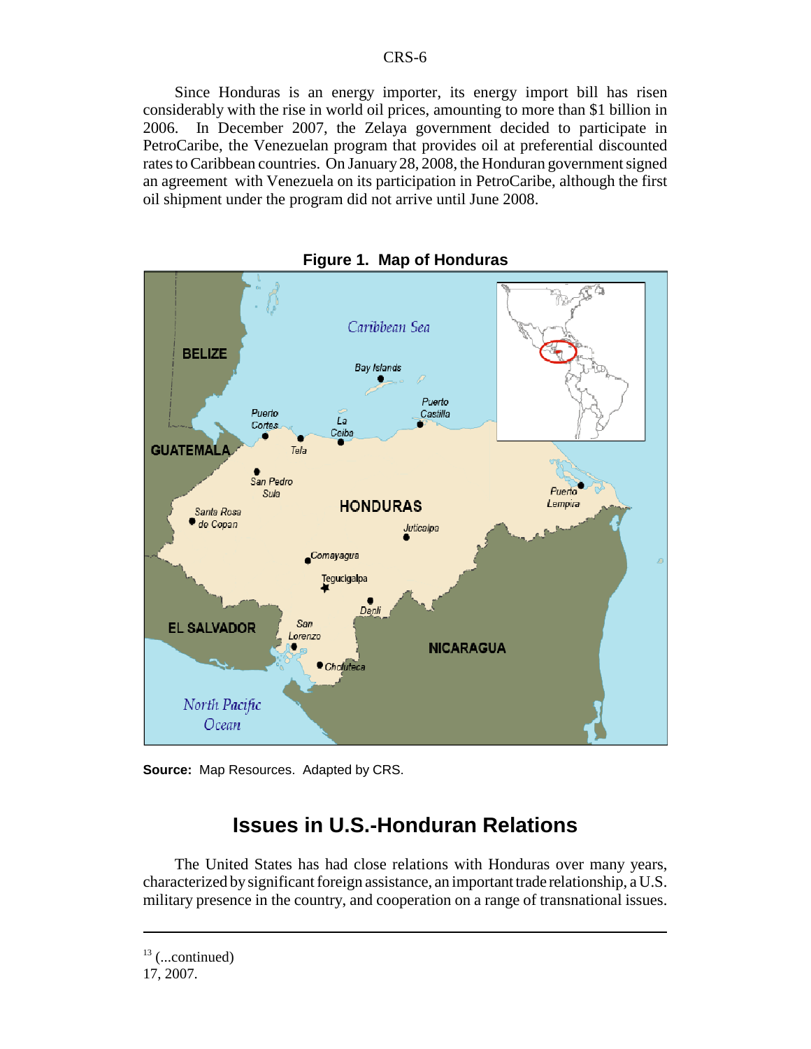Since Honduras is an energy importer, its energy import bill has risen considerably with the rise in world oil prices, amounting to more than $1 billion in 2006. In December 2007, the Zelaya government decided to participate in PetroCaribe, the Venezuelan program that provides oil at preferential discounted rates to Caribbean countries. On January 28, 2008, the Honduran government signed an agreement with Venezuela on its participation in PetroCaribe, although the first oil shipment under the program did not arrive until June 2008.

**Figure 1. Map of Honduras**

**Source:** Map Resources. Adapted by CRS.

## Issues in U.S.-Honduran Relations

The United States has had close relations with Honduras over many years, characterized by significant foreign assistance, an important trade relationship, a U.S. military presence in the country, and cooperation on a range of transnational issues.

---

[13] (...continued)
17, 2007.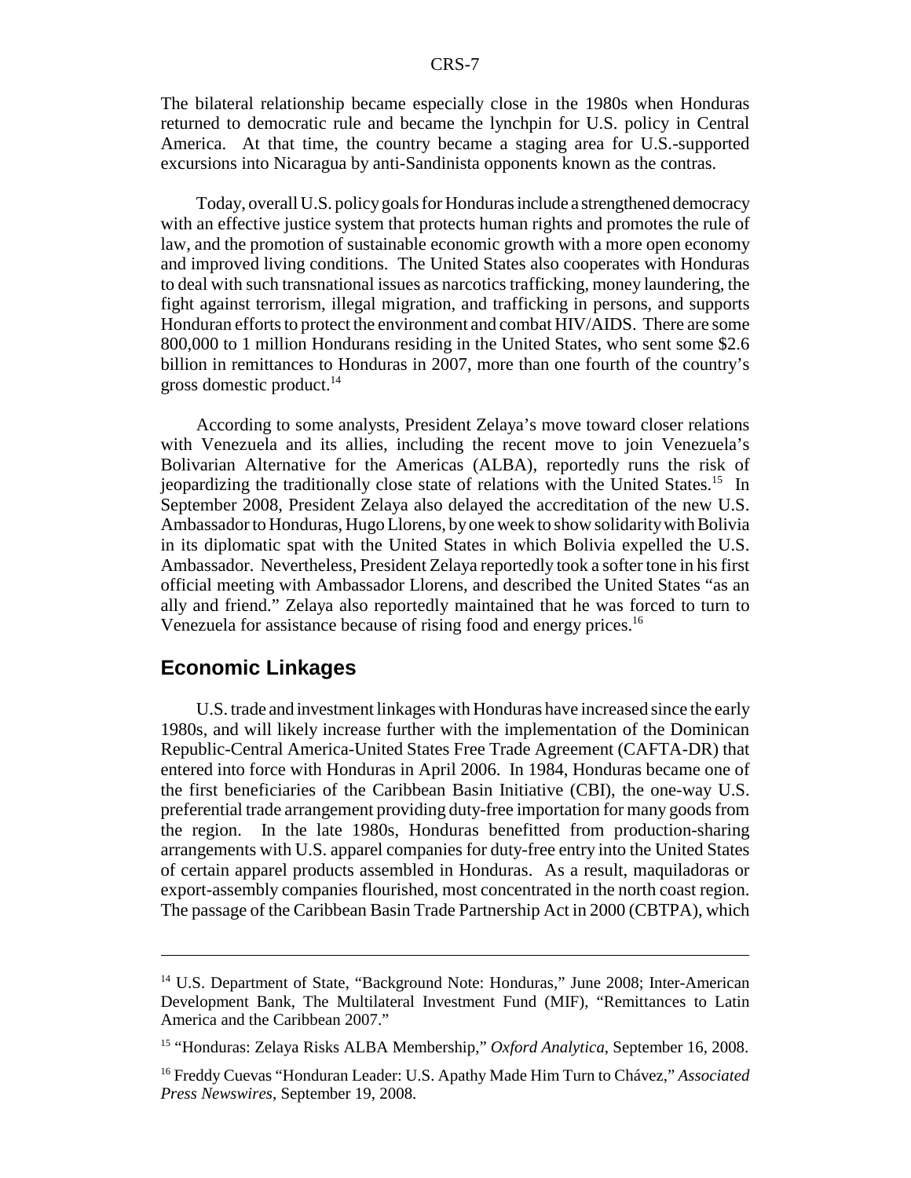The bilateral relationship became especially close in the 1980s when Honduras returned to democratic rule and became the lynchpin for U.S. policy in Central America. At that time, the country became a staging area for U.S.-supported excursions into Nicaragua by anti-Sandinista opponents known as the contras.

Today, overall U.S. policy goals for Honduras include a strengthened democracy with an effective justice system that protects human rights and promotes the rule of law, and the promotion of sustainable economic growth with a more open economy and improved living conditions. The United States also cooperates with Honduras to deal with such transnational issues as narcotics trafficking, money laundering, the fight against terrorism, illegal migration, and trafficking in persons, and supports Honduran efforts to protect the environment and combat HIV/AIDS. There are some 800,000 to 1 million Hondurans residing in the United States, who sent some $2.6 billion in remittances to Honduras in 2007, more than one fourth of the country's gross domestic product.[14]

According to some analysts, President Zelaya's move toward closer relations with Venezuela and its allies, including the recent move to join Venezuela's Bolivarian Alternative for the Americas (ALBA), reportedly runs the risk of jeopardizing the traditionally close state of relations with the United States.[15] In September 2008, President Zelaya also delayed the accreditation of the new U.S. Ambassador to Honduras, Hugo Llorens, by one week to show solidarity with Bolivia in its diplomatic spat with the United States in which Bolivia expelled the U.S. Ambassador. Nevertheless, President Zelaya reportedly took a softer tone in his first official meeting with Ambassador Llorens, and described the United States "as an ally and friend." Zelaya also reportedly maintained that he was forced to turn to Venezuela for assistance because of rising food and energy prices.[16]

## Economic Linkages

U.S. trade and investment linkages with Honduras have increased since the early 1980s, and will likely increase further with the implementation of the Dominican Republic-Central America-United States Free Trade Agreement (CAFTA-DR) that entered into force with Honduras in April 2006. In 1984, Honduras became one of the first beneficiaries of the Caribbean Basin Initiative (CBI), the one-way U.S. preferential trade arrangement providing duty-free importation for many goods from the region. In the late 1980s, Honduras benefitted from production-sharing arrangements with U.S. apparel companies for duty-free entry into the United States of certain apparel products assembled in Honduras. As a result, maquiladoras or export-assembly companies flourished, most concentrated in the north coast region. The passage of the Caribbean Basin Trade Partnership Act in 2000 (CBTPA), which

---

[14] U.S. Department of State, "Background Note: Honduras," June 2008; Inter-American Development Bank, The Multilateral Investment Fund (MIF), "Remittances to Latin America and the Caribbean 2007."

[15] "Honduras: Zelaya Risks ALBA Membership," *Oxford Analytica*, September 16, 2008.

[16] Freddy Cuevas "Honduran Leader: U.S. Apathy Made Him Turn to Chávez," *Associated Press Newswires*, September 19, 2008.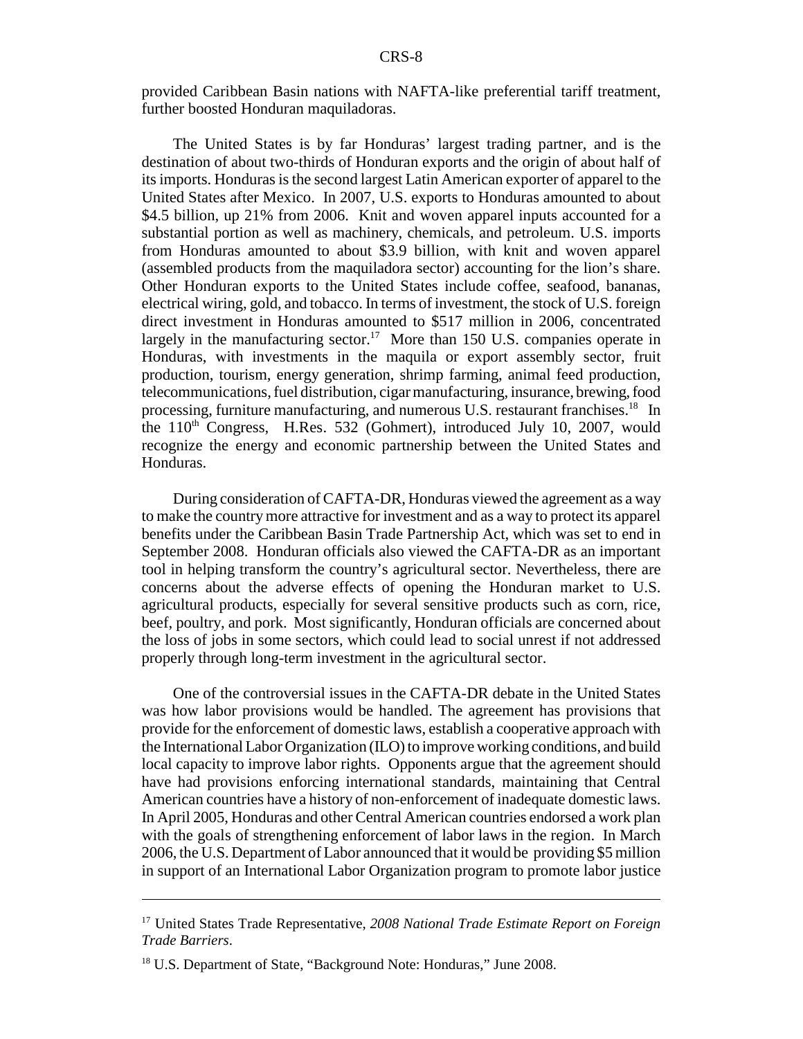provided Caribbean Basin nations with NAFTA-like preferential tariff treatment, further boosted Honduran maquiladoras.

The United States is by far Honduras' largest trading partner, and is the destination of about two-thirds of Honduran exports and the origin of about half of its imports. Honduras is the second largest Latin American exporter of apparel to the United States after Mexico. In 2007, U.S. exports to Honduras amounted to about \$4.5 billion, up 21% from 2006. Knit and woven apparel inputs accounted for a substantial portion as well as machinery, chemicals, and petroleum. U.S. imports from Honduras amounted to about \$3.9 billion, with knit and woven apparel (assembled products from the maquiladora sector) accounting for the lion's share. Other Honduran exports to the United States include coffee, seafood, bananas, electrical wiring, gold, and tobacco. In terms of investment, the stock of U.S. foreign direct investment in Honduras amounted to \$517 million in 2006, concentrated largely in the manufacturing sector.[17] More than 150 U.S. companies operate in Honduras, with investments in the maquila or export assembly sector, fruit production, tourism, energy generation, shrimp farming, animal feed production, telecommunications, fuel distribution, cigar manufacturing, insurance, brewing, food processing, furniture manufacturing, and numerous U.S. restaurant franchises.[18] In the 110th Congress, H.Res. 532 (Gohmert), introduced July 10, 2007, would recognize the energy and economic partnership between the United States and Honduras.

During consideration of CAFTA-DR, Honduras viewed the agreement as a way to make the country more attractive for investment and as a way to protect its apparel benefits under the Caribbean Basin Trade Partnership Act, which was set to end in September 2008. Honduran officials also viewed the CAFTA-DR as an important tool in helping transform the country's agricultural sector. Nevertheless, there are concerns about the adverse effects of opening the Honduran market to U.S. agricultural products, especially for several sensitive products such as corn, rice, beef, poultry, and pork. Most significantly, Honduran officials are concerned about the loss of jobs in some sectors, which could lead to social unrest if not addressed properly through long-term investment in the agricultural sector.

One of the controversial issues in the CAFTA-DR debate in the United States was how labor provisions would be handled. The agreement has provisions that provide for the enforcement of domestic laws, establish a cooperative approach with the International Labor Organization (ILO) to improve working conditions, and build local capacity to improve labor rights. Opponents argue that the agreement should have had provisions enforcing international standards, maintaining that Central American countries have a history of non-enforcement of inadequate domestic laws. In April 2005, Honduras and other Central American countries endorsed a work plan with the goals of strengthening enforcement of labor laws in the region. In March 2006, the U.S. Department of Labor announced that it would be providing \$5 million in support of an International Labor Organization program to promote labor justice

---

[17] United States Trade Representative, *2008 National Trade Estimate Report on Foreign Trade Barriers*.

[18] U.S. Department of State, "Background Note: Honduras," June 2008.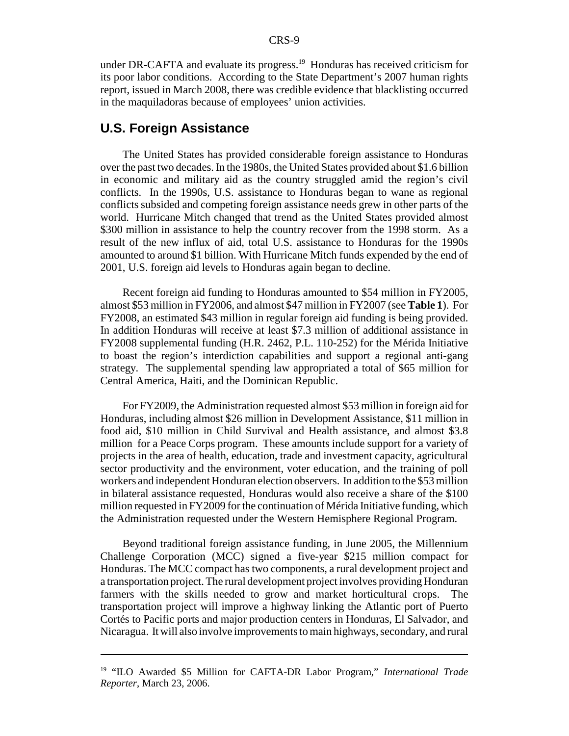under DR-CAFTA and evaluate its progress.[19] Honduras has received criticism for its poor labor conditions. According to the State Department's 2007 human rights report, issued in March 2008, there was credible evidence that blacklisting occurred in the maquiladoras because of employees' union activities.

## U.S. Foreign Assistance

The United States has provided considerable foreign assistance to Honduras over the past two decades. In the 1980s, the United States provided about $1.6 billion in economic and military aid as the country struggled amid the region's civil conflicts. In the 1990s, U.S. assistance to Honduras began to wane as regional conflicts subsided and competing foreign assistance needs grew in other parts of the world. Hurricane Mitch changed that trend as the United States provided almost $300 million in assistance to help the country recover from the 1998 storm. As a result of the new influx of aid, total U.S. assistance to Honduras for the 1990s amounted to around $1 billion. With Hurricane Mitch funds expended by the end of 2001, U.S. foreign aid levels to Honduras again began to decline.

Recent foreign aid funding to Honduras amounted to $54 million in FY2005, almost $53 million in FY2006, and almost $47 million in FY2007 (see **Table 1**). For FY2008, an estimated $43 million in regular foreign aid funding is being provided. In addition Honduras will receive at least $7.3 million of additional assistance in FY2008 supplemental funding (H.R. 2462, P.L. 110-252) for the Mérida Initiative to boast the region's interdiction capabilities and support a regional anti-gang strategy. The supplemental spending law appropriated a total of $65 million for Central America, Haiti, and the Dominican Republic.

For FY2009, the Administration requested almost $53 million in foreign aid for Honduras, including almost $26 million in Development Assistance, $11 million in food aid, $10 million in Child Survival and Health assistance, and almost $3.8 million for a Peace Corps program. These amounts include support for a variety of projects in the area of health, education, trade and investment capacity, agricultural sector productivity and the environment, voter education, and the training of poll workers and independent Honduran election observers. In addition to the $53 million in bilateral assistance requested, Honduras would also receive a share of the $100 million requested in FY2009 for the continuation of Mérida Initiative funding, which the Administration requested under the Western Hemisphere Regional Program.

Beyond traditional foreign assistance funding, in June 2005, the Millennium Challenge Corporation (MCC) signed a five-year $215 million compact for Honduras. The MCC compact has two components, a rural development project and a transportation project. The rural development project involves providing Honduran farmers with the skills needed to grow and market horticultural crops. The transportation project will improve a highway linking the Atlantic port of Puerto Cortés to Pacific ports and major production centers in Honduras, El Salvador, and Nicaragua. It will also involve improvements to main highways, secondary, and rural

---

[19] "ILO Awarded $5 Million for CAFTA-DR Labor Program," *International Trade Reporter*, March 23, 2006.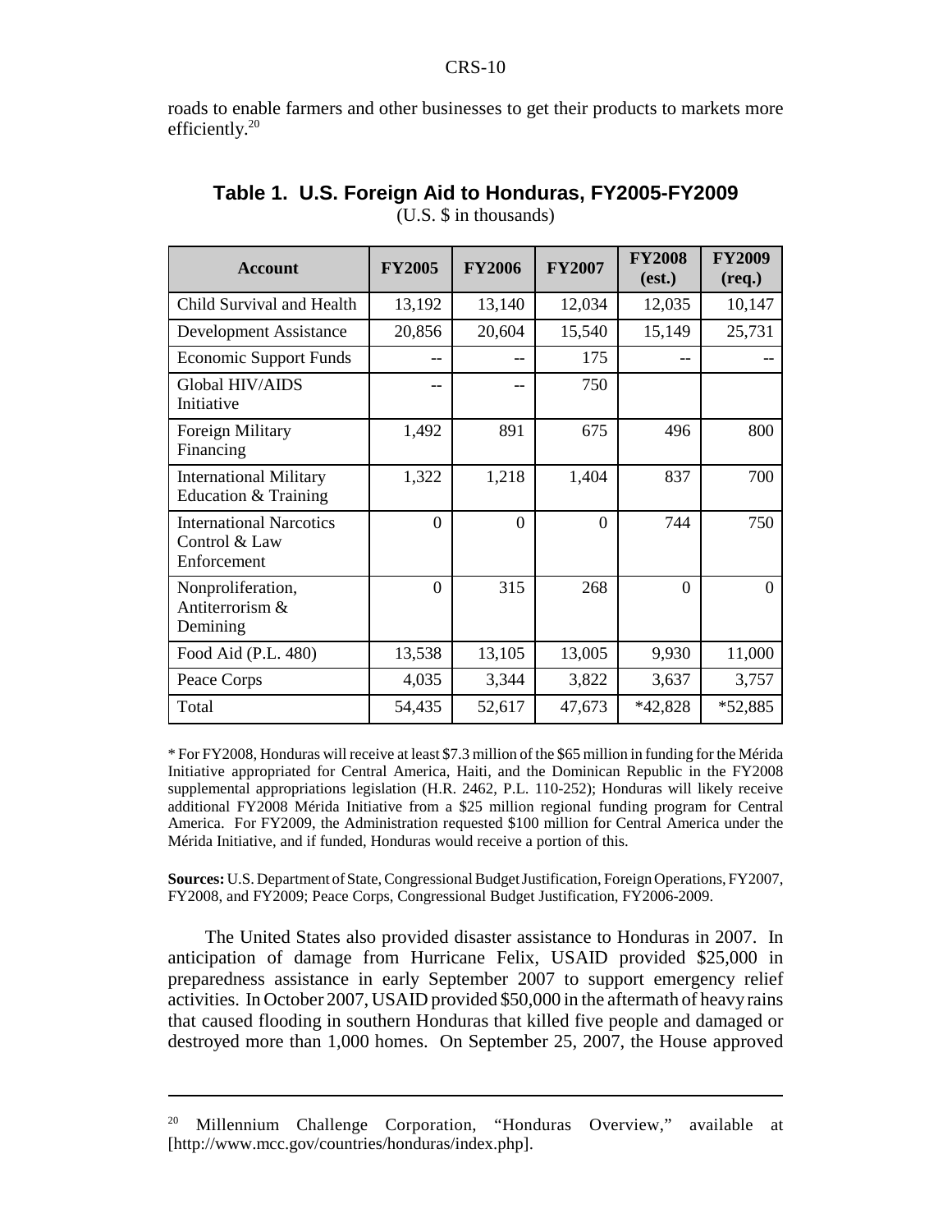roads to enable farmers and other businesses to get their products to markets more efficiently.[20]

**Table 1. U.S. Foreign Aid to Honduras, FY2005-FY2009**
(U.S. $ in thousands)

| Account | FY2005 | FY2006 | FY2007 | FY2008 (est.) | FY2009 (req.) |
|---|---|---|---|---|---|
| Child Survival and Health | 13,192 | 13,140 | 12,034 | 12,035 | 10,147 |
| Development Assistance | 20,856 | 20,604 | 15,540 | 15,149 | 25,731 |
| Economic Support Funds | -- | -- | 175 | -- | -- |
| Global HIV/AIDS Initiative | -- | -- | 750 | | |
| Foreign Military Financing | 1,492 | 891 | 675 | 496 | 800 |
| International Military Education & Training | 1,322 | 1,218 | 1,404 | 837 | 700 |
| International Narcotics Control & Law Enforcement | 0 | 0 | 0 | 744 | 750 |
| Nonproliferation, Antiterrorism & Demining | 0 | 315 | 268 | 0 | 0 |
| Food Aid (P.L. 480) | 13,538 | 13,105 | 13,005 | 9,930 | 11,000 |
| Peace Corps | 4,035 | 3,344 | 3,822 | 3,637 | 3,757 |
| Total | 54,435 | 52,617 | 47,673 | *42,828 | *52,885 |

* For FY2008, Honduras will receive at least $7.3 million of the $65 million in funding for the Mérida Initiative appropriated for Central America, Haiti, and the Dominican Republic in the FY2008 supplemental appropriations legislation (H.R. 2462, P.L. 110-252); Honduras will likely receive additional FY2008 Mérida Initiative from a $25 million regional funding program for Central America. For FY2009, the Administration requested $100 million for Central America under the Mérida Initiative, and if funded, Honduras would receive a portion of this.

**Sources:** U.S. Department of State, Congressional Budget Justification, Foreign Operations, FY2007, FY2008, and FY2009; Peace Corps, Congressional Budget Justification, FY2006-2009.

The United States also provided disaster assistance to Honduras in 2007. In anticipation of damage from Hurricane Felix, USAID provided $25,000 in preparedness assistance in early September 2007 to support emergency relief activities. In October 2007, USAID provided $50,000 in the aftermath of heavy rains that caused flooding in southern Honduras that killed five people and damaged or destroyed more than 1,000 homes. On September 25, 2007, the House approved

---

[20] Millennium Challenge Corporation, "Honduras Overview," available at [http://www.mcc.gov/countries/honduras/index.php].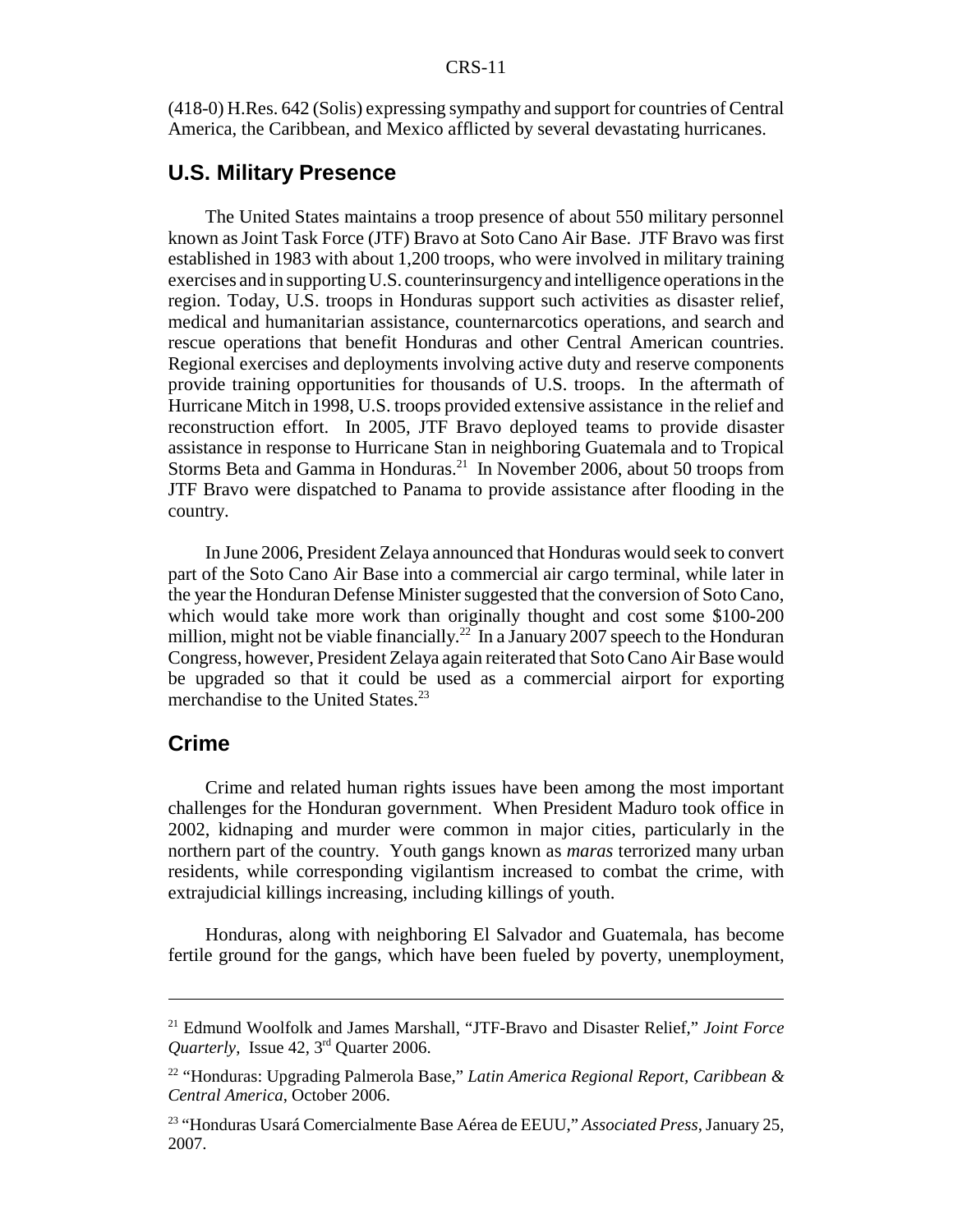(418-0) H.Res. 642 (Solis) expressing sympathy and support for countries of Central America, the Caribbean, and Mexico afflicted by several devastating hurricanes.

## U.S. Military Presence

The United States maintains a troop presence of about 550 military personnel known as Joint Task Force (JTF) Bravo at Soto Cano Air Base. JTF Bravo was first established in 1983 with about 1,200 troops, who were involved in military training exercises and in supporting U.S. counterinsurgency and intelligence operations in the region. Today, U.S. troops in Honduras support such activities as disaster relief, medical and humanitarian assistance, counternarcotics operations, and search and rescue operations that benefit Honduras and other Central American countries. Regional exercises and deployments involving active duty and reserve components provide training opportunities for thousands of U.S. troops. In the aftermath of Hurricane Mitch in 1998, U.S. troops provided extensive assistance in the relief and reconstruction effort. In 2005, JTF Bravo deployed teams to provide disaster assistance in response to Hurricane Stan in neighboring Guatemala and to Tropical Storms Beta and Gamma in Honduras.[21] In November 2006, about 50 troops from JTF Bravo were dispatched to Panama to provide assistance after flooding in the country.

In June 2006, President Zelaya announced that Honduras would seek to convert part of the Soto Cano Air Base into a commercial air cargo terminal, while later in the year the Honduran Defense Minister suggested that the conversion of Soto Cano, which would take more work than originally thought and cost some $100-200 million, might not be viable financially.[22] In a January 2007 speech to the Honduran Congress, however, President Zelaya again reiterated that Soto Cano Air Base would be upgraded so that it could be used as a commercial airport for exporting merchandise to the United States.[23]

## Crime

Crime and related human rights issues have been among the most important challenges for the Honduran government. When President Maduro took office in 2002, kidnaping and murder were common in major cities, particularly in the northern part of the country. Youth gangs known as *maras* terrorized many urban residents, while corresponding vigilantism increased to combat the crime, with extrajudicial killings increasing, including killings of youth.

Honduras, along with neighboring El Salvador and Guatemala, has become fertile ground for the gangs, which have been fueled by poverty, unemployment,

---

[21] Edmund Woolfolk and James Marshall, "JTF-Bravo and Disaster Relief," *Joint Force Quarterly*, Issue 42, 3rd Quarter 2006.

[22] "Honduras: Upgrading Palmerola Base," *Latin America Regional Report, Caribbean & Central America*, October 2006.

[23] "Honduras Usará Comercialmente Base Aérea de EEUU," *Associated Press*, January 25, 2007.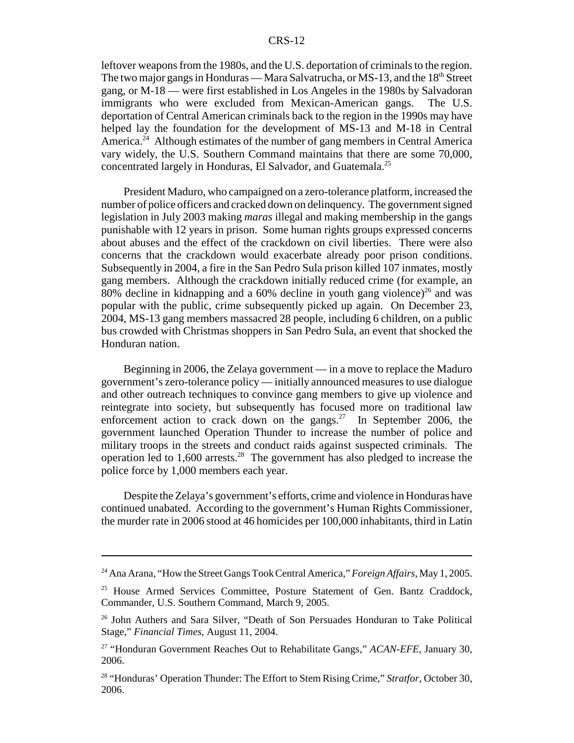leftover weapons from the 1980s, and the U.S. deportation of criminals to the region. The two major gangs in Honduras — Mara Salvatrucha, or MS-13, and the 18th Street gang, or M-18 — were first established in Los Angeles in the 1980s by Salvadoran immigrants who were excluded from Mexican-American gangs. The U.S. deportation of Central American criminals back to the region in the 1990s may have helped lay the foundation for the development of MS-13 and M-18 in Central America.[24] Although estimates of the number of gang members in Central America vary widely, the U.S. Southern Command maintains that there are some 70,000, concentrated largely in Honduras, El Salvador, and Guatemala.[25]

President Maduro, who campaigned on a zero-tolerance platform, increased the number of police officers and cracked down on delinquency. The government signed legislation in July 2003 making *maras* illegal and making membership in the gangs punishable with 12 years in prison. Some human rights groups expressed concerns about abuses and the effect of the crackdown on civil liberties. There were also concerns that the crackdown would exacerbate already poor prison conditions. Subsequently in 2004, a fire in the San Pedro Sula prison killed 107 inmates, mostly gang members. Although the crackdown initially reduced crime (for example, an 80% decline in kidnapping and a 60% decline in youth gang violence)[26] and was popular with the public, crime subsequently picked up again. On December 23, 2004, MS-13 gang members massacred 28 people, including 6 children, on a public bus crowded with Christmas shoppers in San Pedro Sula, an event that shocked the Honduran nation.

Beginning in 2006, the Zelaya government — in a move to replace the Maduro government's zero-tolerance policy — initially announced measures to use dialogue and other outreach techniques to convince gang members to give up violence and reintegrate into society, but subsequently has focused more on traditional law enforcement action to crack down on the gangs.[27] In September 2006, the government launched Operation Thunder to increase the number of police and military troops in the streets and conduct raids against suspected criminals. The operation led to 1,600 arrests.[28] The government has also pledged to increase the police force by 1,000 members each year.

Despite the Zelaya's government's efforts, crime and violence in Honduras have continued unabated. According to the government's Human Rights Commissioner, the murder rate in 2006 stood at 46 homicides per 100,000 inhabitants, third in Latin

---

[24] Ana Arana, "How the Street Gangs Took Central America," *Foreign Affairs*, May 1, 2005.

[25] House Armed Services Committee, Posture Statement of Gen. Bantz Craddock, Commander, U.S. Southern Command, March 9, 2005.

[26] John Authers and Sara Silver, "Death of Son Persuades Honduran to Take Political Stage," *Financial Times*, August 11, 2004.

[27] "Honduran Government Reaches Out to Rehabilitate Gangs," *ACAN-EFE*, January 30, 2006.

[28] "Honduras' Operation Thunder: The Effort to Stem Rising Crime," *Stratfor*, October 30, 2006.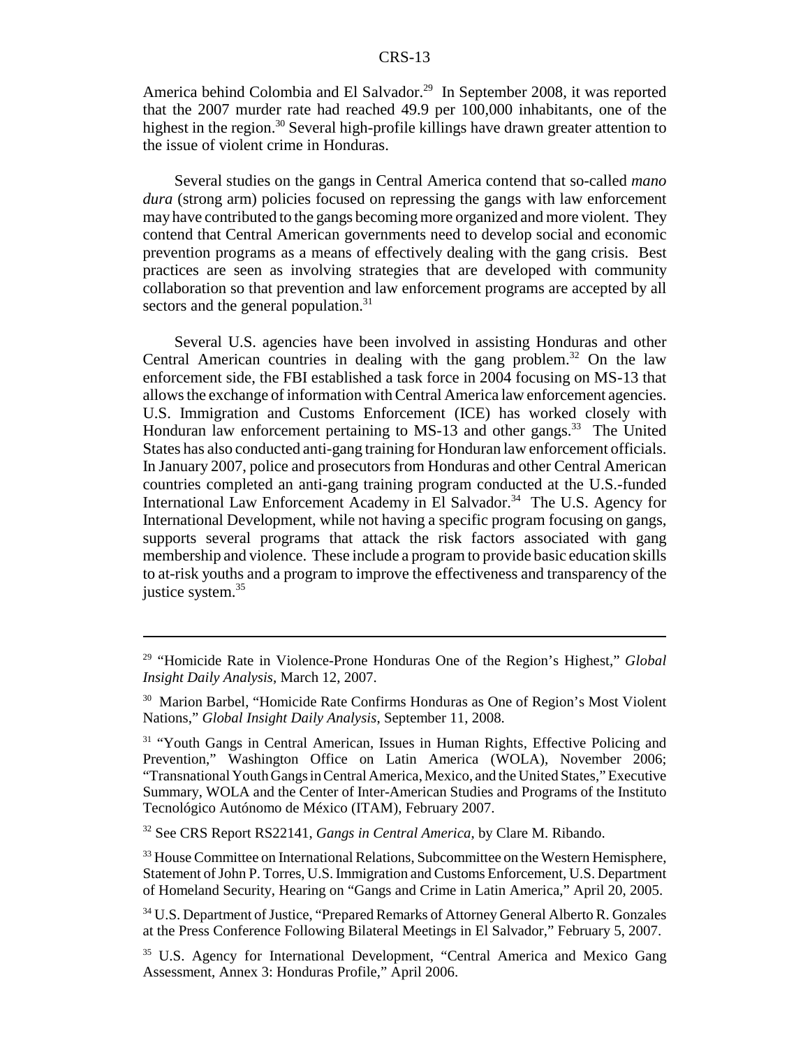America behind Colombia and El Salvador.[29] In September 2008, it was reported that the 2007 murder rate had reached 49.9 per 100,000 inhabitants, one of the highest in the region.[30] Several high-profile killings have drawn greater attention to the issue of violent crime in Honduras.

Several studies on the gangs in Central America contend that so-called *mano dura* (strong arm) policies focused on repressing the gangs with law enforcement may have contributed to the gangs becoming more organized and more violent. They contend that Central American governments need to develop social and economic prevention programs as a means of effectively dealing with the gang crisis. Best practices are seen as involving strategies that are developed with community collaboration so that prevention and law enforcement programs are accepted by all sectors and the general population.[31]

Several U.S. agencies have been involved in assisting Honduras and other Central American countries in dealing with the gang problem.[32] On the law enforcement side, the FBI established a task force in 2004 focusing on MS-13 that allows the exchange of information with Central America law enforcement agencies. U.S. Immigration and Customs Enforcement (ICE) has worked closely with Honduran law enforcement pertaining to MS-13 and other gangs.[33] The United States has also conducted anti-gang training for Honduran law enforcement officials. In January 2007, police and prosecutors from Honduras and other Central American countries completed an anti-gang training program conducted at the U.S.-funded International Law Enforcement Academy in El Salvador.[34] The U.S. Agency for International Development, while not having a specific program focusing on gangs, supports several programs that attack the risk factors associated with gang membership and violence. These include a program to provide basic education skills to at-risk youths and a program to improve the effectiveness and transparency of the justice system.[35]

---

[29] "Homicide Rate in Violence-Prone Honduras One of the Region's Highest," *Global Insight Daily Analysis*, March 12, 2007.

[30] Marion Barbel, "Homicide Rate Confirms Honduras as One of Region's Most Violent Nations," *Global Insight Daily Analysis*, September 11, 2008.

[31] "Youth Gangs in Central American, Issues in Human Rights, Effective Policing and Prevention," Washington Office on Latin America (WOLA), November 2006; "Transnational Youth Gangs in Central America, Mexico, and the United States," Executive Summary, WOLA and the Center of Inter-American Studies and Programs of the Instituto Tecnológico Autónomo de México (ITAM), February 2007.

[32] See CRS Report RS22141, *Gangs in Central America*, by Clare M. Ribando.

[33] House Committee on International Relations, Subcommittee on the Western Hemisphere, Statement of John P. Torres, U.S. Immigration and Customs Enforcement, U.S. Department of Homeland Security, Hearing on "Gangs and Crime in Latin America," April 20, 2005.

[34] U.S. Department of Justice, "Prepared Remarks of Attorney General Alberto R. Gonzales at the Press Conference Following Bilateral Meetings in El Salvador," February 5, 2007.

[35] U.S. Agency for International Development, "Central America and Mexico Gang Assessment, Annex 3: Honduras Profile," April 2006.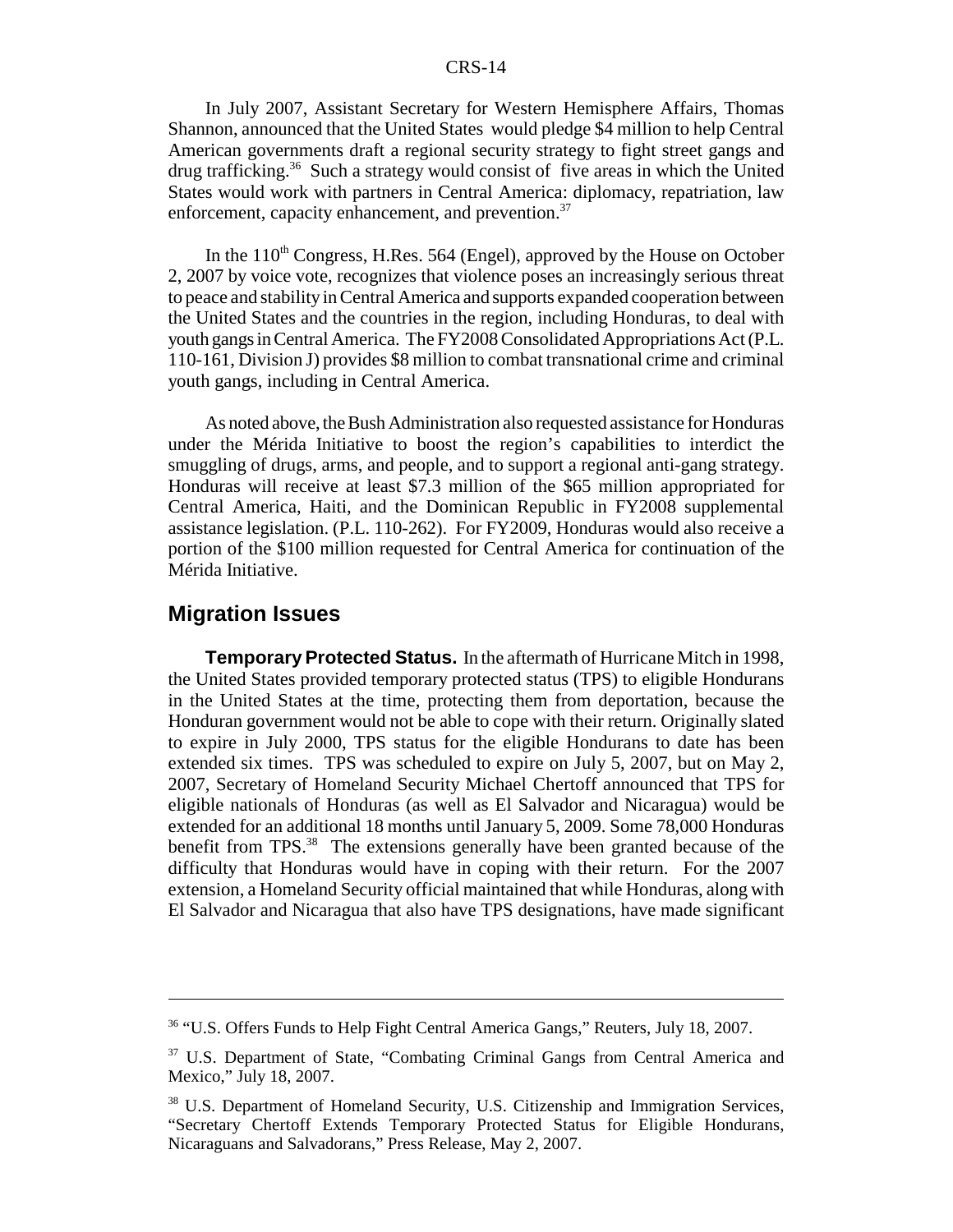In July 2007, Assistant Secretary for Western Hemisphere Affairs, Thomas Shannon, announced that the United States would pledge $4 million to help Central American governments draft a regional security strategy to fight street gangs and drug trafficking.[36] Such a strategy would consist of five areas in which the United States would work with partners in Central America: diplomacy, repatriation, law enforcement, capacity enhancement, and prevention.[37]

In the 110th Congress, H.Res. 564 (Engel), approved by the House on October 2, 2007 by voice vote, recognizes that violence poses an increasingly serious threat to peace and stability in Central America and supports expanded cooperation between the United States and the countries in the region, including Honduras, to deal with youth gangs in Central America. The FY2008 Consolidated Appropriations Act (P.L. 110-161, Division J) provides $8 million to combat transnational crime and criminal youth gangs, including in Central America.

As noted above, the Bush Administration also requested assistance for Honduras under the Mérida Initiative to boost the region's capabilities to interdict the smuggling of drugs, arms, and people, and to support a regional anti-gang strategy. Honduras will receive at least $7.3 million of the $65 million appropriated for Central America, Haiti, and the Dominican Republic in FY2008 supplemental assistance legislation. (P.L. 110-262). For FY2009, Honduras would also receive a portion of the $100 million requested for Central America for continuation of the Mérida Initiative.

## Migration Issues

**Temporary Protected Status.** In the aftermath of Hurricane Mitch in 1998, the United States provided temporary protected status (TPS) to eligible Hondurans in the United States at the time, protecting them from deportation, because the Honduran government would not be able to cope with their return. Originally slated to expire in July 2000, TPS status for the eligible Hondurans to date has been extended six times. TPS was scheduled to expire on July 5, 2007, but on May 2, 2007, Secretary of Homeland Security Michael Chertoff announced that TPS for eligible nationals of Honduras (as well as El Salvador and Nicaragua) would be extended for an additional 18 months until January 5, 2009. Some 78,000 Honduras benefit from TPS.[38] The extensions generally have been granted because of the difficulty that Honduras would have in coping with their return. For the 2007 extension, a Homeland Security official maintained that while Honduras, along with El Salvador and Nicaragua that also have TPS designations, have made significant

---

[36] "U.S. Offers Funds to Help Fight Central America Gangs," Reuters, July 18, 2007.

[37] U.S. Department of State, "Combating Criminal Gangs from Central America and Mexico," July 18, 2007.

[38] U.S. Department of Homeland Security, U.S. Citizenship and Immigration Services, "Secretary Chertoff Extends Temporary Protected Status for Eligible Hondurans, Nicaraguans and Salvadorans," Press Release, May 2, 2007.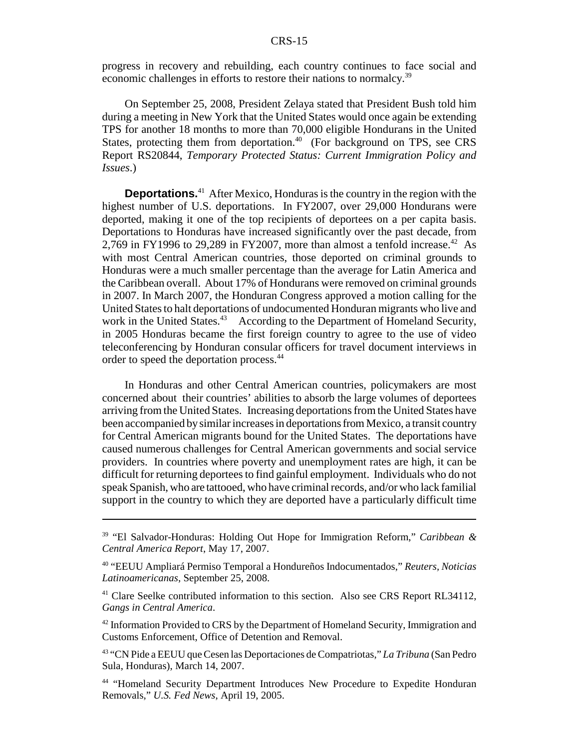progress in recovery and rebuilding, each country continues to face social and economic challenges in efforts to restore their nations to normalcy.[39]

On September 25, 2008, President Zelaya stated that President Bush told him during a meeting in New York that the United States would once again be extending TPS for another 18 months to more than 70,000 eligible Hondurans in the United States, protecting them from deportation.[40] (For background on TPS, see CRS Report RS20844, *Temporary Protected Status: Current Immigration Policy and Issues*.)

**Deportations.**[41] After Mexico, Honduras is the country in the region with the highest number of U.S. deportations. In FY2007, over 29,000 Hondurans were deported, making it one of the top recipients of deportees on a per capita basis. Deportations to Honduras have increased significantly over the past decade, from 2,769 in FY1996 to 29,289 in FY2007, more than almost a tenfold increase.[42] As with most Central American countries, those deported on criminal grounds to Honduras were a much smaller percentage than the average for Latin America and the Caribbean overall. About 17% of Hondurans were removed on criminal grounds in 2007. In March 2007, the Honduran Congress approved a motion calling for the United States to halt deportations of undocumented Honduran migrants who live and work in the United States.[43] According to the Department of Homeland Security, in 2005 Honduras became the first foreign country to agree to the use of video teleconferencing by Honduran consular officers for travel document interviews in order to speed the deportation process.[44]

In Honduras and other Central American countries, policymakers are most concerned about their countries' abilities to absorb the large volumes of deportees arriving from the United States. Increasing deportations from the United States have been accompanied by similar increases in deportations from Mexico, a transit country for Central American migrants bound for the United States. The deportations have caused numerous challenges for Central American governments and social service providers. In countries where poverty and unemployment rates are high, it can be difficult for returning deportees to find gainful employment. Individuals who do not speak Spanish, who are tattooed, who have criminal records, and/or who lack familial support in the country to which they are deported have a particularly difficult time

---

[39] "El Salvador-Honduras: Holding Out Hope for Immigration Reform," *Caribbean & Central America Report*, May 17, 2007.

[40] "EEUU Ampliará Permiso Temporal a Hondureños Indocumentados," *Reuters, Noticias Latinoamericanas*, September 25, 2008.

[41] Clare Seelke contributed information to this section. Also see CRS Report RL34112, *Gangs in Central America*.

[42] Information Provided to CRS by the Department of Homeland Security, Immigration and Customs Enforcement, Office of Detention and Removal.

[43] "CN Pide a EEUU que Cesen las Deportaciones de Compatriotas," *La Tribuna* (San Pedro Sula, Honduras), March 14, 2007.

[44] "Homeland Security Department Introduces New Procedure to Expedite Honduran Removals," *U.S. Fed News*, April 19, 2005.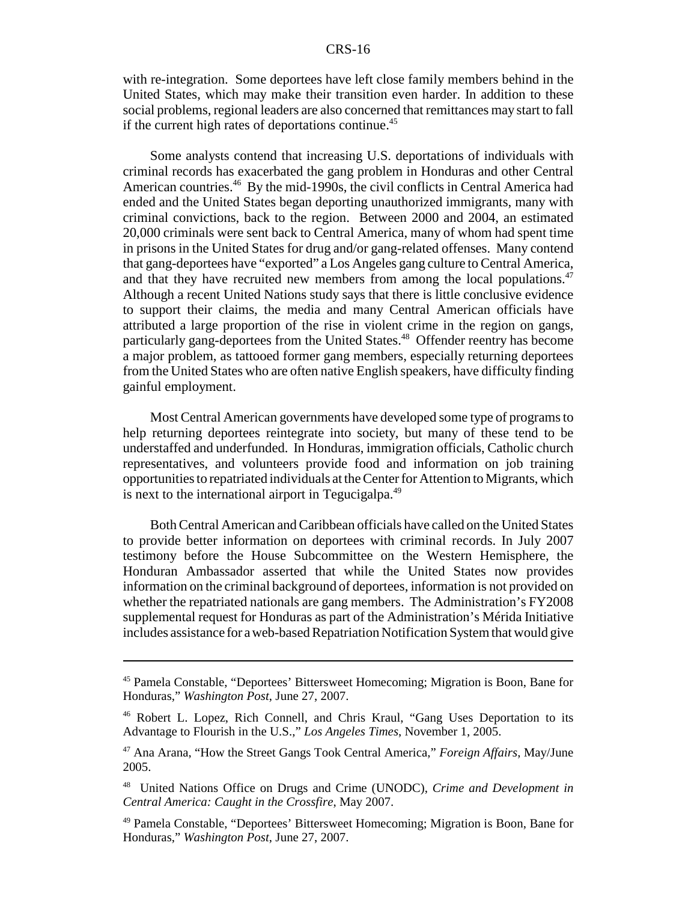with re-integration. Some deportees have left close family members behind in the United States, which may make their transition even harder. In addition to these social problems, regional leaders are also concerned that remittances may start to fall if the current high rates of deportations continue.[45]

Some analysts contend that increasing U.S. deportations of individuals with criminal records has exacerbated the gang problem in Honduras and other Central American countries.[46] By the mid-1990s, the civil conflicts in Central America had ended and the United States began deporting unauthorized immigrants, many with criminal convictions, back to the region. Between 2000 and 2004, an estimated 20,000 criminals were sent back to Central America, many of whom had spent time in prisons in the United States for drug and/or gang-related offenses. Many contend that gang-deportees have "exported" a Los Angeles gang culture to Central America, and that they have recruited new members from among the local populations.[47] Although a recent United Nations study says that there is little conclusive evidence to support their claims, the media and many Central American officials have attributed a large proportion of the rise in violent crime in the region on gangs, particularly gang-deportees from the United States.[48] Offender reentry has become a major problem, as tattooed former gang members, especially returning deportees from the United States who are often native English speakers, have difficulty finding gainful employment.

Most Central American governments have developed some type of programs to help returning deportees reintegrate into society, but many of these tend to be understaffed and underfunded. In Honduras, immigration officials, Catholic church representatives, and volunteers provide food and information on job training opportunities to repatriated individuals at the Center for Attention to Migrants, which is next to the international airport in Tegucigalpa.[49]

Both Central American and Caribbean officials have called on the United States to provide better information on deportees with criminal records. In July 2007 testimony before the House Subcommittee on the Western Hemisphere, the Honduran Ambassador asserted that while the United States now provides information on the criminal background of deportees, information is not provided on whether the repatriated nationals are gang members. The Administration's FY2008 supplemental request for Honduras as part of the Administration's Mérida Initiative includes assistance for a web-based Repatriation Notification System that would give

---

[45] Pamela Constable, "Deportees' Bittersweet Homecoming; Migration is Boon, Bane for Honduras," *Washington Post*, June 27, 2007.

[46] Robert L. Lopez, Rich Connell, and Chris Kraul, "Gang Uses Deportation to its Advantage to Flourish in the U.S.," *Los Angeles Times*, November 1, 2005.

[47] Ana Arana, "How the Street Gangs Took Central America," *Foreign Affairs*, May/June 2005.

[48] United Nations Office on Drugs and Crime (UNODC), *Crime and Development in Central America: Caught in the Crossfire*, May 2007.

[49] Pamela Constable, "Deportees' Bittersweet Homecoming; Migration is Boon, Bane for Honduras," *Washington Post*, June 27, 2007.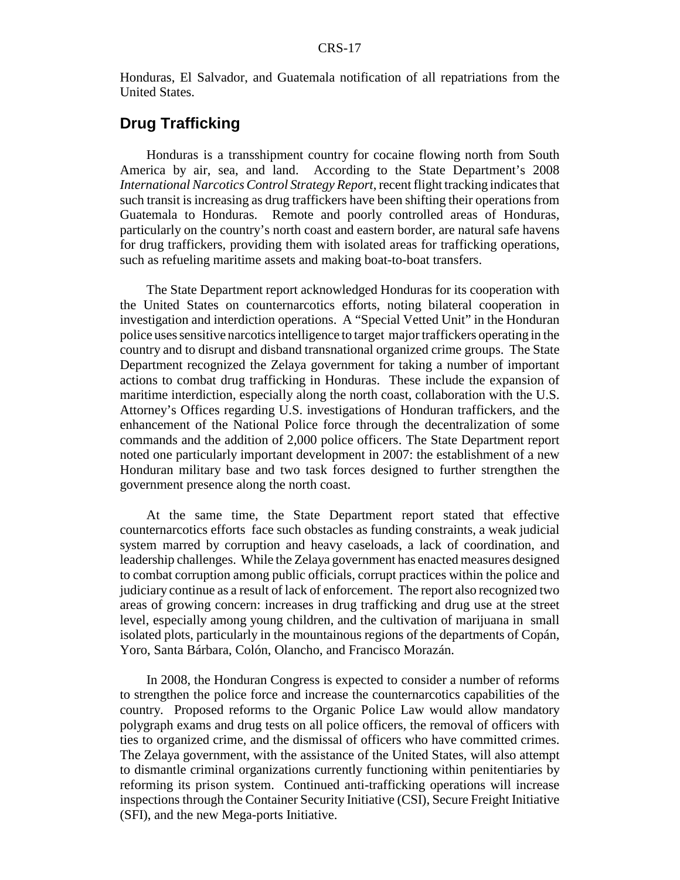Honduras, El Salvador, and Guatemala notification of all repatriations from the United States.

## Drug Trafficking

Honduras is a transshipment country for cocaine flowing north from South America by air, sea, and land. According to the State Department's 2008 *International Narcotics Control Strategy Report*, recent flight tracking indicates that such transit is increasing as drug traffickers have been shifting their operations from Guatemala to Honduras. Remote and poorly controlled areas of Honduras, particularly on the country's north coast and eastern border, are natural safe havens for drug traffickers, providing them with isolated areas for trafficking operations, such as refueling maritime assets and making boat-to-boat transfers.

The State Department report acknowledged Honduras for its cooperation with the United States on counternarcotics efforts, noting bilateral cooperation in investigation and interdiction operations. A "Special Vetted Unit" in the Honduran police uses sensitive narcotics intelligence to target major traffickers operating in the country and to disrupt and disband transnational organized crime groups. The State Department recognized the Zelaya government for taking a number of important actions to combat drug trafficking in Honduras. These include the expansion of maritime interdiction, especially along the north coast, collaboration with the U.S. Attorney's Offices regarding U.S. investigations of Honduran traffickers, and the enhancement of the National Police force through the decentralization of some commands and the addition of 2,000 police officers. The State Department report noted one particularly important development in 2007: the establishment of a new Honduran military base and two task forces designed to further strengthen the government presence along the north coast.

At the same time, the State Department report stated that effective counternarcotics efforts face such obstacles as funding constraints, a weak judicial system marred by corruption and heavy caseloads, a lack of coordination, and leadership challenges. While the Zelaya government has enacted measures designed to combat corruption among public officials, corrupt practices within the police and judiciary continue as a result of lack of enforcement. The report also recognized two areas of growing concern: increases in drug trafficking and drug use at the street level, especially among young children, and the cultivation of marijuana in small isolated plots, particularly in the mountainous regions of the departments of Copán, Yoro, Santa Bárbara, Colón, Olancho, and Francisco Morazán.

In 2008, the Honduran Congress is expected to consider a number of reforms to strengthen the police force and increase the counternarcotics capabilities of the country. Proposed reforms to the Organic Police Law would allow mandatory polygraph exams and drug tests on all police officers, the removal of officers with ties to organized crime, and the dismissal of officers who have committed crimes. The Zelaya government, with the assistance of the United States, will also attempt to dismantle criminal organizations currently functioning within penitentiaries by reforming its prison system. Continued anti-trafficking operations will increase inspections through the Container Security Initiative (CSI), Secure Freight Initiative (SFI), and the new Mega-ports Initiative.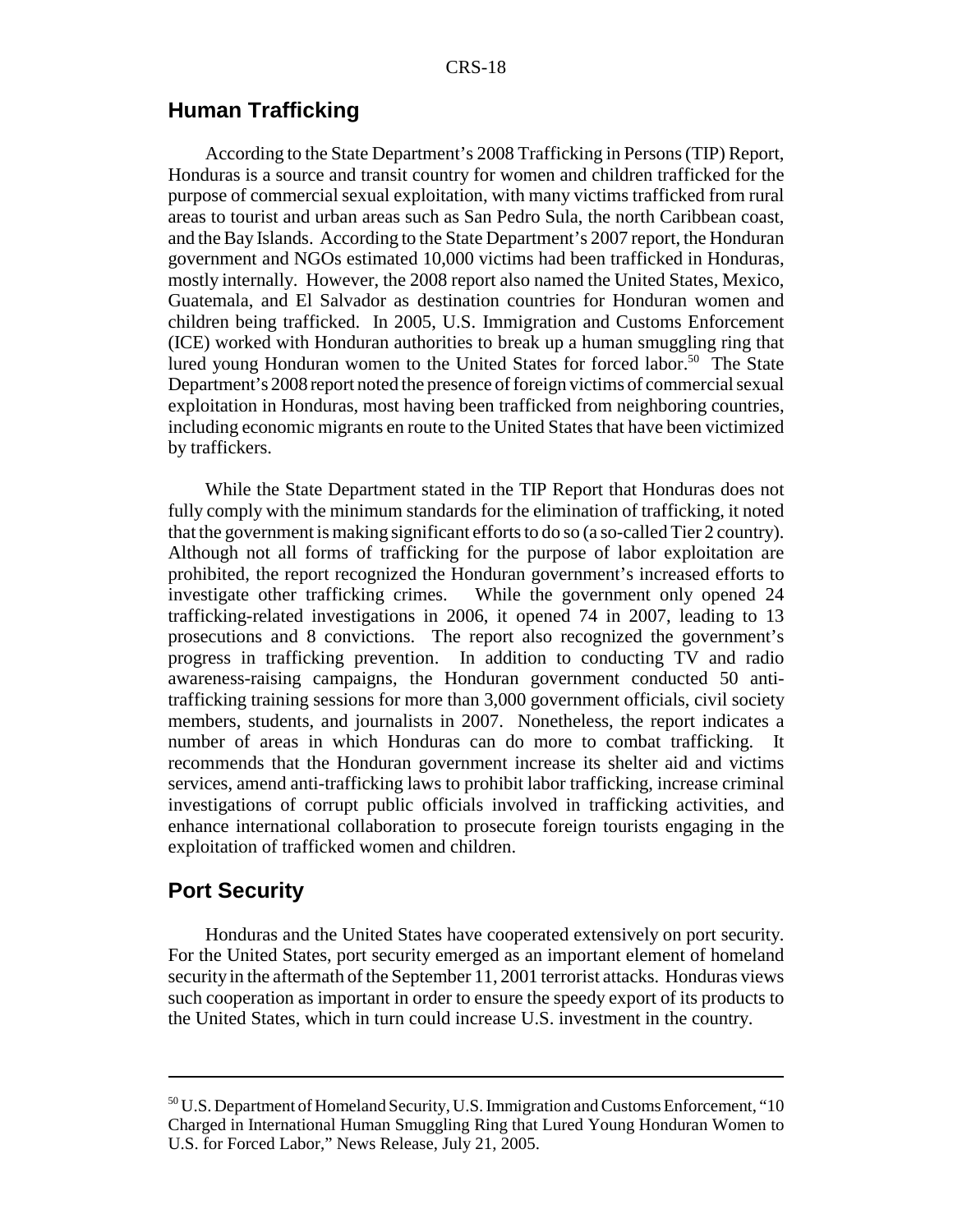## Human Trafficking

According to the State Department's 2008 Trafficking in Persons (TIP) Report, Honduras is a source and transit country for women and children trafficked for the purpose of commercial sexual exploitation, with many victims trafficked from rural areas to tourist and urban areas such as San Pedro Sula, the north Caribbean coast, and the Bay Islands. According to the State Department's 2007 report, the Honduran government and NGOs estimated 10,000 victims had been trafficked in Honduras, mostly internally. However, the 2008 report also named the United States, Mexico, Guatemala, and El Salvador as destination countries for Honduran women and children being trafficked. In 2005, U.S. Immigration and Customs Enforcement (ICE) worked with Honduran authorities to break up a human smuggling ring that lured young Honduran women to the United States for forced labor.[50] The State Department's 2008 report noted the presence of foreign victims of commercial sexual exploitation in Honduras, most having been trafficked from neighboring countries, including economic migrants en route to the United States that have been victimized by traffickers.

While the State Department stated in the TIP Report that Honduras does not fully comply with the minimum standards for the elimination of trafficking, it noted that the government is making significant efforts to do so (a so-called Tier 2 country). Although not all forms of trafficking for the purpose of labor exploitation are prohibited, the report recognized the Honduran government's increased efforts to investigate other trafficking crimes. While the government only opened 24 trafficking-related investigations in 2006, it opened 74 in 2007, leading to 13 prosecutions and 8 convictions. The report also recognized the government's progress in trafficking prevention. In addition to conducting TV and radio awareness-raising campaigns, the Honduran government conducted 50 anti-trafficking training sessions for more than 3,000 government officials, civil society members, students, and journalists in 2007. Nonetheless, the report indicates a number of areas in which Honduras can do more to combat trafficking. It recommends that the Honduran government increase its shelter aid and victims services, amend anti-trafficking laws to prohibit labor trafficking, increase criminal investigations of corrupt public officials involved in trafficking activities, and enhance international collaboration to prosecute foreign tourists engaging in the exploitation of trafficked women and children.

## Port Security

Honduras and the United States have cooperated extensively on port security. For the United States, port security emerged as an important element of homeland security in the aftermath of the September 11, 2001 terrorist attacks. Honduras views such cooperation as important in order to ensure the speedy export of its products to the United States, which in turn could increase U.S. investment in the country.

---

[50] U.S. Department of Homeland Security, U.S. Immigration and Customs Enforcement, "10 Charged in International Human Smuggling Ring that Lured Young Honduran Women to U.S. for Forced Labor," News Release, July 21, 2005.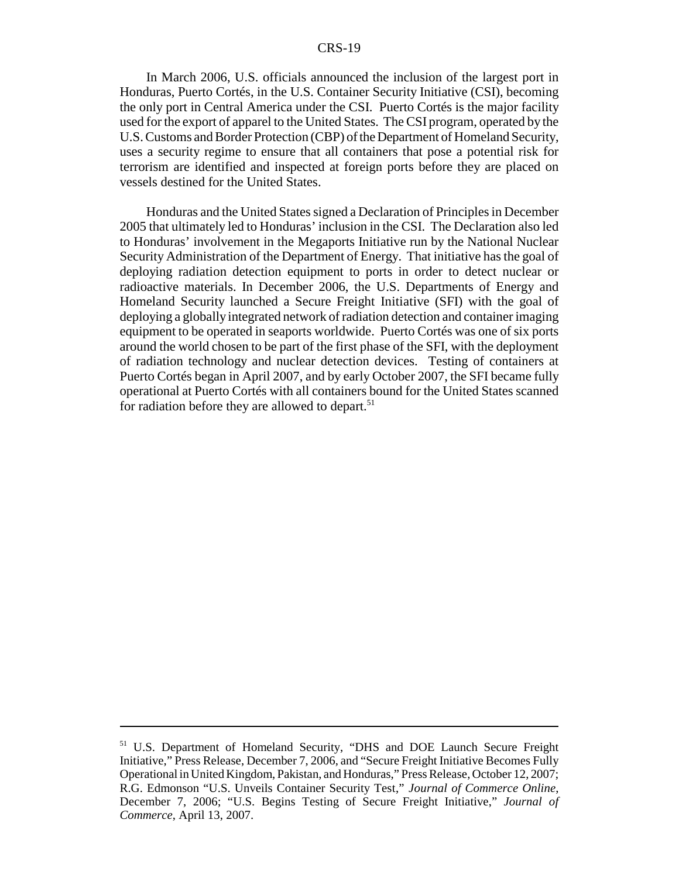In March 2006, U.S. officials announced the inclusion of the largest port in Honduras, Puerto Cortés, in the U.S. Container Security Initiative (CSI), becoming the only port in Central America under the CSI. Puerto Cortés is the major facility used for the export of apparel to the United States. The CSI program, operated by the U.S. Customs and Border Protection (CBP) of the Department of Homeland Security, uses a security regime to ensure that all containers that pose a potential risk for terrorism are identified and inspected at foreign ports before they are placed on vessels destined for the United States.

Honduras and the United States signed a Declaration of Principles in December 2005 that ultimately led to Honduras' inclusion in the CSI. The Declaration also led to Honduras' involvement in the Megaports Initiative run by the National Nuclear Security Administration of the Department of Energy. That initiative has the goal of deploying radiation detection equipment to ports in order to detect nuclear or radioactive materials. In December 2006, the U.S. Departments of Energy and Homeland Security launched a Secure Freight Initiative (SFI) with the goal of deploying a globally integrated network of radiation detection and container imaging equipment to be operated in seaports worldwide. Puerto Cortés was one of six ports around the world chosen to be part of the first phase of the SFI, with the deployment of radiation technology and nuclear detection devices. Testing of containers at Puerto Cortés began in April 2007, and by early October 2007, the SFI became fully operational at Puerto Cortés with all containers bound for the United States scanned for radiation before they are allowed to depart.[51]

---

[51] U.S. Department of Homeland Security, "DHS and DOE Launch Secure Freight Initiative," Press Release, December 7, 2006, and "Secure Freight Initiative Becomes Fully Operational in United Kingdom, Pakistan, and Honduras," Press Release, October 12, 2007; R.G. Edmonson "U.S. Unveils Container Security Test," *Journal of Commerce Online*, December 7, 2006; "U.S. Begins Testing of Secure Freight Initiative," *Journal of Commerce*, April 13, 2007.